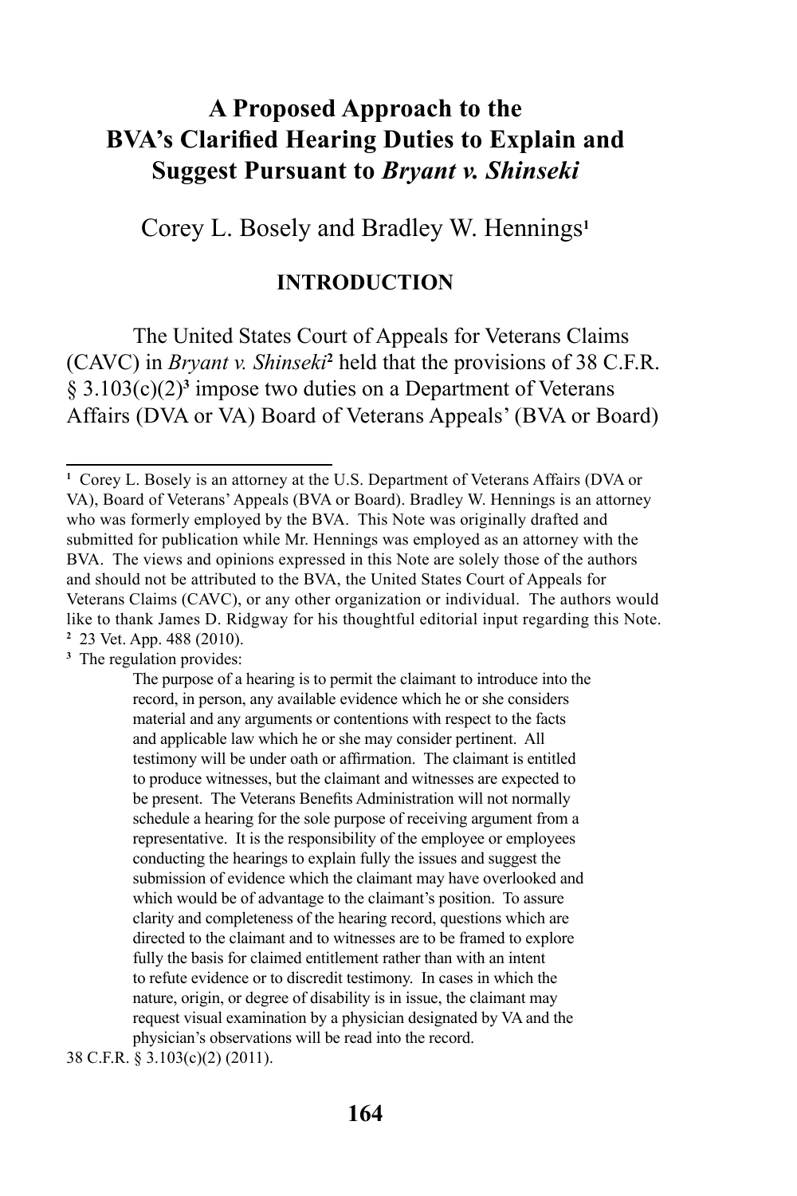# A Proposed Approach to the BVA's Clarified Hearing Duties to Explain and Suggest Pursuant to *Bryant v. Shinseki*

Corey L. Bosely and Bradley W. Hennings[1]

## INTRODUCTION

The United States Court of Appeals for Veterans Claims (CAVC) in *Bryant v. Shinseki*[2] held that the provisions of 38 C.F.R. § 3.103(c)(2)[3] impose two duties on a Department of Veterans Affairs (DVA or VA) Board of Veterans Appeals' (BVA or Board)

---

[1] Corey L. Bosely is an attorney at the U.S. Department of Veterans Affairs (DVA or VA), Board of Veterans' Appeals (BVA or Board). Bradley W. Hennings is an attorney who was formerly employed by the BVA. This Note was originally drafted and submitted for publication while Mr. Hennings was employed as an attorney with the BVA. The views and opinions expressed in this Note are solely those of the authors and should not be attributed to the BVA, the United States Court of Appeals for Veterans Claims (CAVC), or any other organization or individual. The authors would like to thank James D. Ridgway for his thoughtful editorial input regarding this Note.

[2] 23 Vet. App. 488 (2010).

[3] The regulation provides:

> The purpose of a hearing is to permit the claimant to introduce into the record, in person, any available evidence which he or she considers material and any arguments or contentions with respect to the facts and applicable law which he or she may consider pertinent. All testimony will be under oath or affirmation. The claimant is entitled to produce witnesses, but the claimant and witnesses are expected to be present. The Veterans Benefits Administration will not normally schedule a hearing for the sole purpose of receiving argument from a representative. It is the responsibility of the employee or employees conducting the hearings to explain fully the issues and suggest the submission of evidence which the claimant may have overlooked and which would be of advantage to the claimant's position. To assure clarity and completeness of the hearing record, questions which are directed to the claimant and to witnesses are to be framed to explore fully the basis for claimed entitlement rather than with an intent to refute evidence or to discredit testimony. In cases in which the nature, origin, or degree of disability is in issue, the claimant may request visual examination by a physician designated by VA and the physician's observations will be read into the record.

38 C.F.R. § 3.103(c)(2) (2011).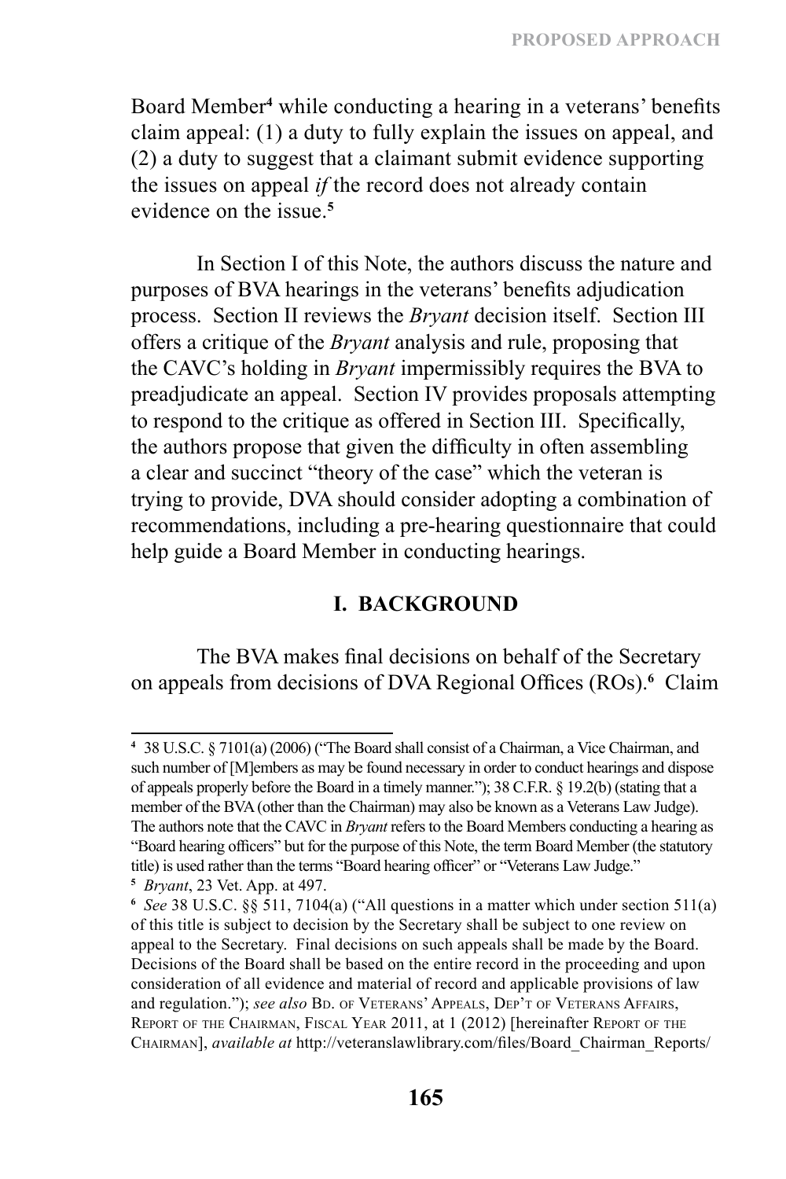Board Member[4] while conducting a hearing in a veterans' benefits claim appeal: (1) a duty to fully explain the issues on appeal, and (2) a duty to suggest that a claimant submit evidence supporting the issues on appeal *if* the record does not already contain evidence on the issue.[5]

In Section I of this Note, the authors discuss the nature and purposes of BVA hearings in the veterans' benefits adjudication process. Section II reviews the *Bryant* decision itself. Section III offers a critique of the *Bryant* analysis and rule, proposing that the CAVC's holding in *Bryant* impermissibly requires the BVA to preadjudicate an appeal. Section IV provides proposals attempting to respond to the critique as offered in Section III. Specifically, the authors propose that given the difficulty in often assembling a clear and succinct "theory of the case" which the veteran is trying to provide, DVA should consider adopting a combination of recommendations, including a pre-hearing questionnaire that could help guide a Board Member in conducting hearings.

## I. BACKGROUND

The BVA makes final decisions on behalf of the Secretary on appeals from decisions of DVA Regional Offices (ROs).[6] Claim

---

[4] 38 U.S.C. § 7101(a) (2006) ("The Board shall consist of a Chairman, a Vice Chairman, and such number of [M]embers as may be found necessary in order to conduct hearings and dispose of appeals properly before the Board in a timely manner."); 38 C.F.R. § 19.2(b) (stating that a member of the BVA (other than the Chairman) may also be known as a Veterans Law Judge). The authors note that the CAVC in *Bryant* refers to the Board Members conducting a hearing as "Board hearing officers" but for the purpose of this Note, the term Board Member (the statutory title) is used rather than the terms "Board hearing officer" or "Veterans Law Judge."

[5] *Bryant*, 23 Vet. App. at 497.

[6] *See* 38 U.S.C. §§ 511, 7104(a) ("All questions in a matter which under section 511(a) of this title is subject to decision by the Secretary shall be subject to one review on appeal to the Secretary. Final decisions on such appeals shall be made by the Board. Decisions of the Board shall be based on the entire record in the proceeding and upon consideration of all evidence and material of record and applicable provisions of law and regulation."); *see also* Bd. of Veterans' Appeals, Dep't of Veterans Affairs, Report of the Chairman, Fiscal Year 2011, at 1 (2012) [hereinafter Report of the Chairman], *available at* http://veteranslawlibrary.com/files/Board_Chairman_Reports/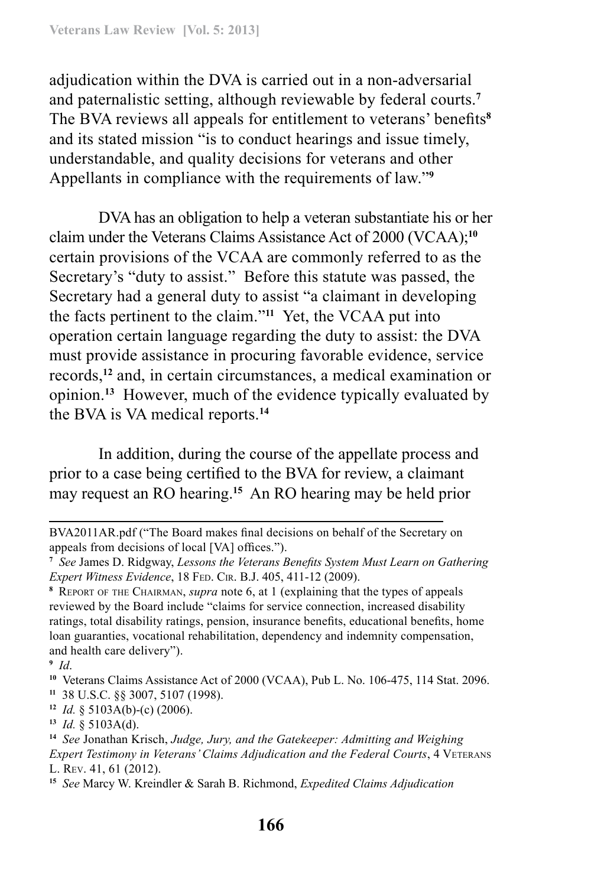adjudication within the DVA is carried out in a non-adversarial and paternalistic setting, although reviewable by federal courts.[7] The BVA reviews all appeals for entitlement to veterans' benefits[8] and its stated mission "is to conduct hearings and issue timely, understandable, and quality decisions for veterans and other Appellants in compliance with the requirements of law."[9]

DVA has an obligation to help a veteran substantiate his or her claim under the Veterans Claims Assistance Act of 2000 (VCAA);[10] certain provisions of the VCAA are commonly referred to as the Secretary's "duty to assist." Before this statute was passed, the Secretary had a general duty to assist "a claimant in developing the facts pertinent to the claim."[11] Yet, the VCAA put into operation certain language regarding the duty to assist: the DVA must provide assistance in procuring favorable evidence, service records,[12] and, in certain circumstances, a medical examination or opinion.[13] However, much of the evidence typically evaluated by the BVA is VA medical reports.[14]

In addition, during the course of the appellate process and prior to a case being certified to the BVA for review, a claimant may request an RO hearing.[15] An RO hearing may be held prior

---

BVA2011AR.pdf ("The Board makes final decisions on behalf of the Secretary on appeals from decisions of local [VA] offices.").

[7] *See* James D. Ridgway, *Lessons the Veterans Benefits System Must Learn on Gathering Expert Witness Evidence*, 18 Fed. Cir. B.J. 405, 411-12 (2009).

[8] Report of the Chairman, *supra* note 6, at 1 (explaining that the types of appeals reviewed by the Board include "claims for service connection, increased disability ratings, total disability ratings, pension, insurance benefits, educational benefits, home loan guaranties, vocational rehabilitation, dependency and indemnity compensation, and health care delivery").

[9] *Id*.

[10] Veterans Claims Assistance Act of 2000 (VCAA), Pub L. No. 106-475, 114 Stat. 2096.

[11] 38 U.S.C. §§ 3007, 5107 (1998).

[12] *Id.* § 5103A(b)-(c) (2006).

[13] *Id.* § 5103A(d).

[14] *See* Jonathan Krisch, *Judge, Jury, and the Gatekeeper: Admitting and Weighing Expert Testimony in Veterans' Claims Adjudication and the Federal Courts*, 4 Veterans L. Rev. 41, 61 (2012).

[15] *See* Marcy W. Kreindler & Sarah B. Richmond, *Expedited Claims Adjudication*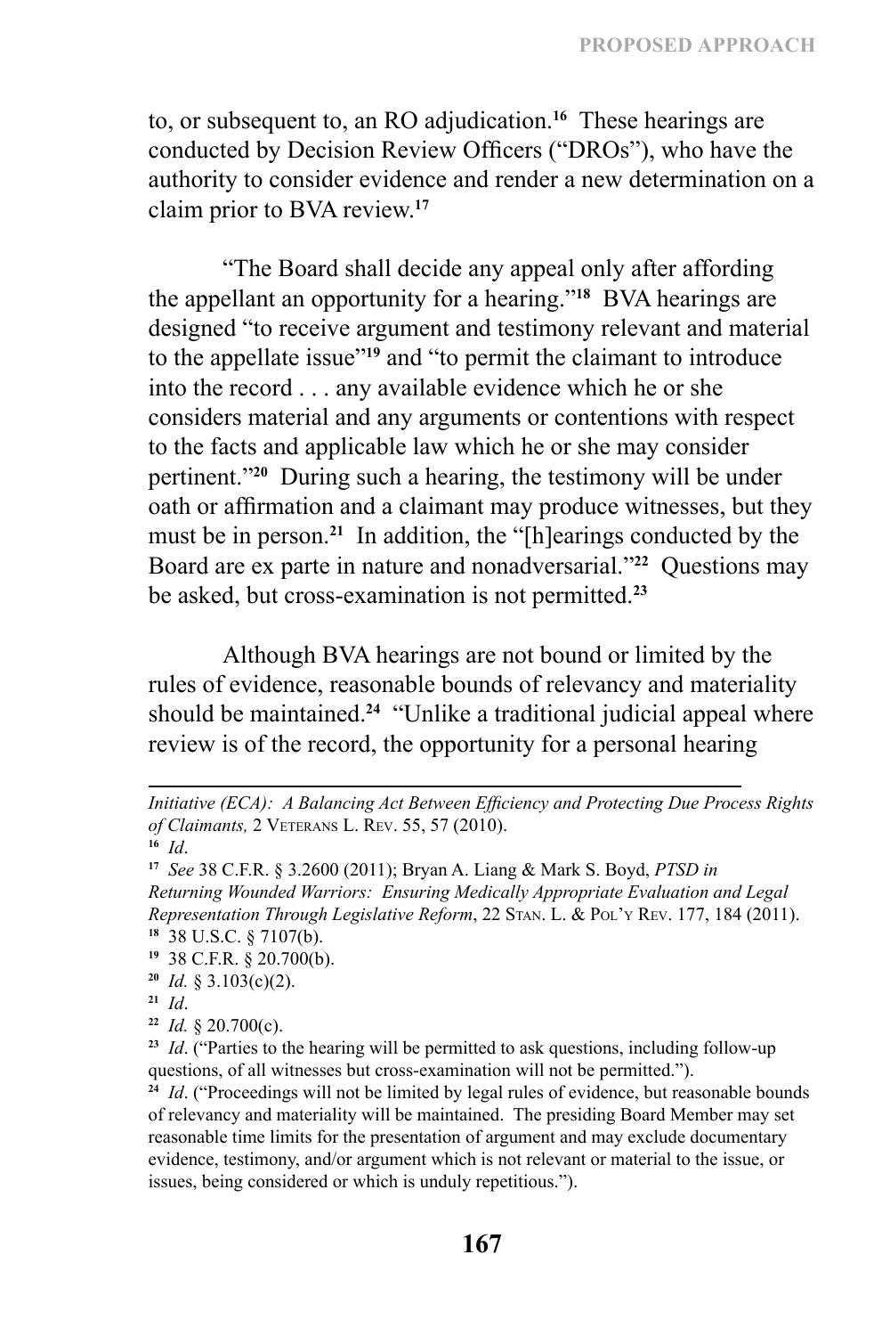to, or subsequent to, an RO adjudication.[16] These hearings are conducted by Decision Review Officers ("DROs"), who have the authority to consider evidence and render a new determination on a claim prior to BVA review.[17]

"The Board shall decide any appeal only after affording the appellant an opportunity for a hearing."[18] BVA hearings are designed "to receive argument and testimony relevant and material to the appellate issue"[19] and "to permit the claimant to introduce into the record . . . any available evidence which he or she considers material and any arguments or contentions with respect to the facts and applicable law which he or she may consider pertinent."[20] During such a hearing, the testimony will be under oath or affirmation and a claimant may produce witnesses, but they must be in person.[21] In addition, the "[h]earings conducted by the Board are ex parte in nature and nonadversarial."[22] Questions may be asked, but cross-examination is not permitted.[23]

Although BVA hearings are not bound or limited by the rules of evidence, reasonable bounds of relevancy and materiality should be maintained.[24] "Unlike a traditional judicial appeal where review is of the record, the opportunity for a personal hearing

---

*Initiative (ECA): A Balancing Act Between Efficiency and Protecting Due Process Rights of Claimants,* 2 Veterans L. Rev. 55, 57 (2010).

[16] *Id*.

[17] *See* 38 C.F.R. § 3.2600 (2011); Bryan A. Liang & Mark S. Boyd, *PTSD in Returning Wounded Warriors: Ensuring Medically Appropriate Evaluation and Legal Representation Through Legislative Reform*, 22 Stan. L. & Pol'y Rev. 177, 184 (2011).

[18] 38 U.S.C. § 7107(b).

[19] 38 C.F.R. § 20.700(b).

[20] *Id.* § 3.103(c)(2).

[21] *Id*.

[22] *Id.* § 20.700(c).

[23] *Id*. ("Parties to the hearing will be permitted to ask questions, including follow-up questions, of all witnesses but cross-examination will not be permitted.").

[24] *Id*. ("Proceedings will not be limited by legal rules of evidence, but reasonable bounds of relevancy and materiality will be maintained. The presiding Board Member may set reasonable time limits for the presentation of argument and may exclude documentary evidence, testimony, and/or argument which is not relevant or material to the issue, or issues, being considered or which is unduly repetitious.").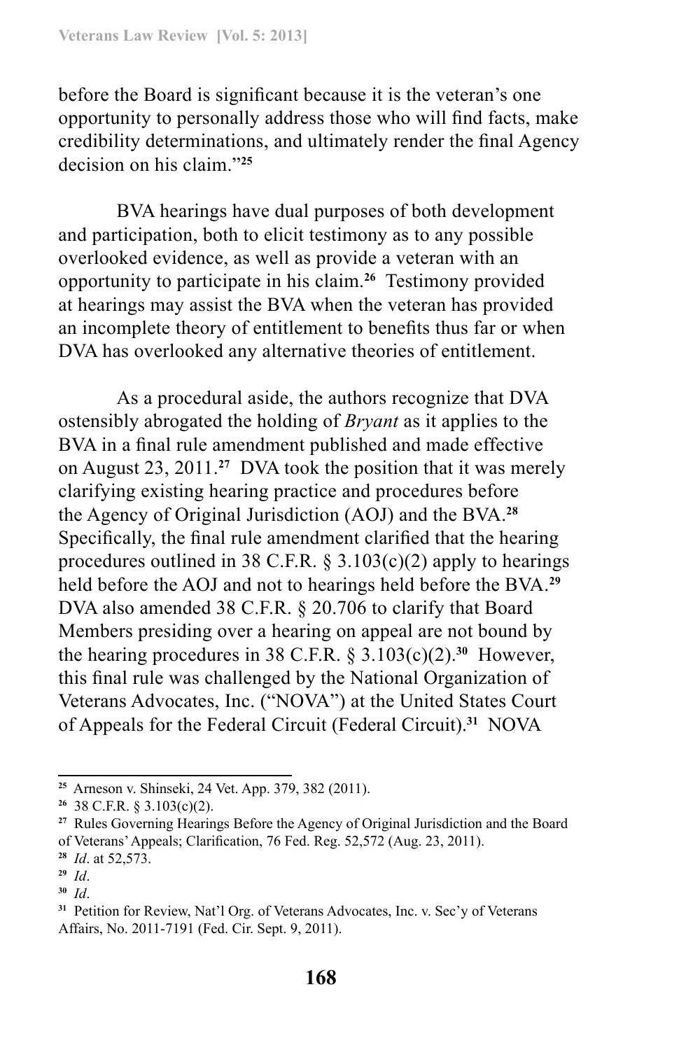before the Board is significant because it is the veteran's one opportunity to personally address those who will find facts, make credibility determinations, and ultimately render the final Agency decision on his claim."[25]

BVA hearings have dual purposes of both development and participation, both to elicit testimony as to any possible overlooked evidence, as well as provide a veteran with an opportunity to participate in his claim.[26] Testimony provided at hearings may assist the BVA when the veteran has provided an incomplete theory of entitlement to benefits thus far or when DVA has overlooked any alternative theories of entitlement.

As a procedural aside, the authors recognize that DVA ostensibly abrogated the holding of *Bryant* as it applies to the BVA in a final rule amendment published and made effective on August 23, 2011.[27] DVA took the position that it was merely clarifying existing hearing practice and procedures before the Agency of Original Jurisdiction (AOJ) and the BVA.[28] Specifically, the final rule amendment clarified that the hearing procedures outlined in 38 C.F.R. § 3.103(c)(2) apply to hearings held before the AOJ and not to hearings held before the BVA.[29] DVA also amended 38 C.F.R. § 20.706 to clarify that Board Members presiding over a hearing on appeal are not bound by the hearing procedures in 38 C.F.R. § 3.103(c)(2).[30] However, this final rule was challenged by the National Organization of Veterans Advocates, Inc. ("NOVA") at the United States Court of Appeals for the Federal Circuit (Federal Circuit).[31] NOVA

---

[25] Arneson v. Shinseki, 24 Vet. App. 379, 382 (2011).

[26] 38 C.F.R. § 3.103(c)(2).

[27] Rules Governing Hearings Before the Agency of Original Jurisdiction and the Board of Veterans' Appeals; Clarification, 76 Fed. Reg. 52,572 (Aug. 23, 2011).

[28] *Id*. at 52,573.

[29] *Id*.

[30] *Id*.

[31] Petition for Review, Nat'l Org. of Veterans Advocates, Inc. v. Sec'y of Veterans Affairs, No. 2011-7191 (Fed. Cir. Sept. 9, 2011).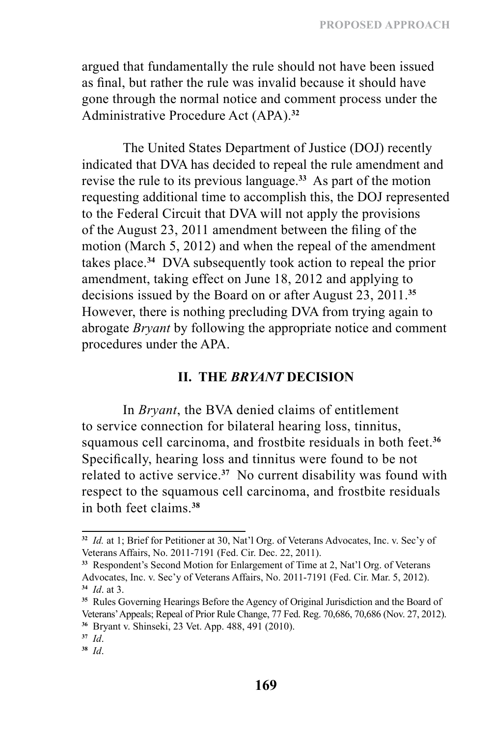argued that fundamentally the rule should not have been issued as final, but rather the rule was invalid because it should have gone through the normal notice and comment process under the Administrative Procedure Act (APA).[32]

The United States Department of Justice (DOJ) recently indicated that DVA has decided to repeal the rule amendment and revise the rule to its previous language.[33] As part of the motion requesting additional time to accomplish this, the DOJ represented to the Federal Circuit that DVA will not apply the provisions of the August 23, 2011 amendment between the filing of the motion (March 5, 2012) and when the repeal of the amendment takes place.[34] DVA subsequently took action to repeal the prior amendment, taking effect on June 18, 2012 and applying to decisions issued by the Board on or after August 23, 2011.[35] However, there is nothing precluding DVA from trying again to abrogate *Bryant* by following the appropriate notice and comment procedures under the APA.

## II. THE *BRYANT* DECISION

In *Bryant*, the BVA denied claims of entitlement to service connection for bilateral hearing loss, tinnitus, squamous cell carcinoma, and frostbite residuals in both feet.[36] Specifically, hearing loss and tinnitus were found to be not related to active service.[37] No current disability was found with respect to the squamous cell carcinoma, and frostbite residuals in both feet claims.[38]

---

[32] *Id.* at 1; Brief for Petitioner at 30, Nat'l Org. of Veterans Advocates, Inc. v. Sec'y of Veterans Affairs, No. 2011-7191 (Fed. Cir. Dec. 22, 2011).

[33] Respondent's Second Motion for Enlargement of Time at 2, Nat'l Org. of Veterans Advocates, Inc. v. Sec'y of Veterans Affairs, No. 2011-7191 (Fed. Cir. Mar. 5, 2012).

[34] *Id*. at 3.

[35] Rules Governing Hearings Before the Agency of Original Jurisdiction and the Board of Veterans' Appeals; Repeal of Prior Rule Change, 77 Fed. Reg. 70,686, 70,686 (Nov. 27, 2012).

[36] Bryant v. Shinseki, 23 Vet. App. 488, 491 (2010).

[37] *Id*.

[38] *Id*.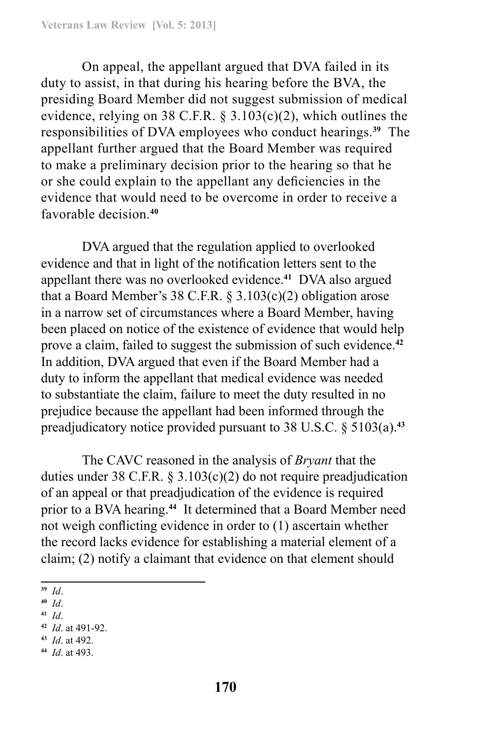On appeal, the appellant argued that DVA failed in its duty to assist, in that during his hearing before the BVA, the presiding Board Member did not suggest submission of medical evidence, relying on 38 C.F.R. § 3.103(c)(2), which outlines the responsibilities of DVA employees who conduct hearings.[39] The appellant further argued that the Board Member was required to make a preliminary decision prior to the hearing so that he or she could explain to the appellant any deficiencies in the evidence that would need to be overcome in order to receive a favorable decision.[40]

DVA argued that the regulation applied to overlooked evidence and that in light of the notification letters sent to the appellant there was no overlooked evidence.[41] DVA also argued that a Board Member's 38 C.F.R. § 3.103(c)(2) obligation arose in a narrow set of circumstances where a Board Member, having been placed on notice of the existence of evidence that would help prove a claim, failed to suggest the submission of such evidence.[42] In addition, DVA argued that even if the Board Member had a duty to inform the appellant that medical evidence was needed to substantiate the claim, failure to meet the duty resulted in no prejudice because the appellant had been informed through the preadjudicatory notice provided pursuant to 38 U.S.C. § 5103(a).[43]

The CAVC reasoned in the analysis of *Bryant* that the duties under 38 C.F.R. § 3.103(c)(2) do not require preadjudication of an appeal or that preadjudication of the evidence is required prior to a BVA hearing.[44] It determined that a Board Member need not weigh conflicting evidence in order to (1) ascertain whether the record lacks evidence for establishing a material element of a claim; (2) notify a claimant that evidence on that element should

---

[39] *Id*.
[40] *Id*.
[41] *Id*.
[42] *Id*. at 491-92.
[43] *Id*. at 492.
[44] *Id*. at 493.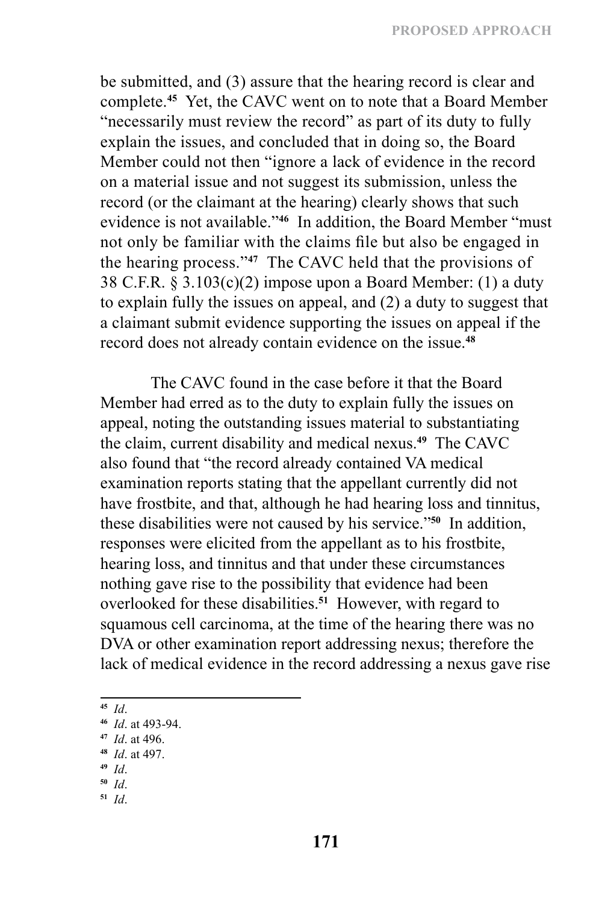be submitted, and (3) assure that the hearing record is clear and complete.[45] Yet, the CAVC went on to note that a Board Member "necessarily must review the record" as part of its duty to fully explain the issues, and concluded that in doing so, the Board Member could not then "ignore a lack of evidence in the record on a material issue and not suggest its submission, unless the record (or the claimant at the hearing) clearly shows that such evidence is not available."[46] In addition, the Board Member "must not only be familiar with the claims file but also be engaged in the hearing process."[47] The CAVC held that the provisions of 38 C.F.R. § 3.103(c)(2) impose upon a Board Member: (1) a duty to explain fully the issues on appeal, and (2) a duty to suggest that a claimant submit evidence supporting the issues on appeal if the record does not already contain evidence on the issue.[48]

The CAVC found in the case before it that the Board Member had erred as to the duty to explain fully the issues on appeal, noting the outstanding issues material to substantiating the claim, current disability and medical nexus.[49] The CAVC also found that "the record already contained VA medical examination reports stating that the appellant currently did not have frostbite, and that, although he had hearing loss and tinnitus, these disabilities were not caused by his service."[50] In addition, responses were elicited from the appellant as to his frostbite, hearing loss, and tinnitus and that under these circumstances nothing gave rise to the possibility that evidence had been overlooked for these disabilities.[51] However, with regard to squamous cell carcinoma, at the time of the hearing there was no DVA or other examination report addressing nexus; therefore the lack of medical evidence in the record addressing a nexus gave rise

---

[45] *Id*.

[46] *Id*. at 493-94.

[47] *Id*. at 496.

[48] *Id*. at 497.

[49] *Id*.

[50] *Id*.

[51] *Id*.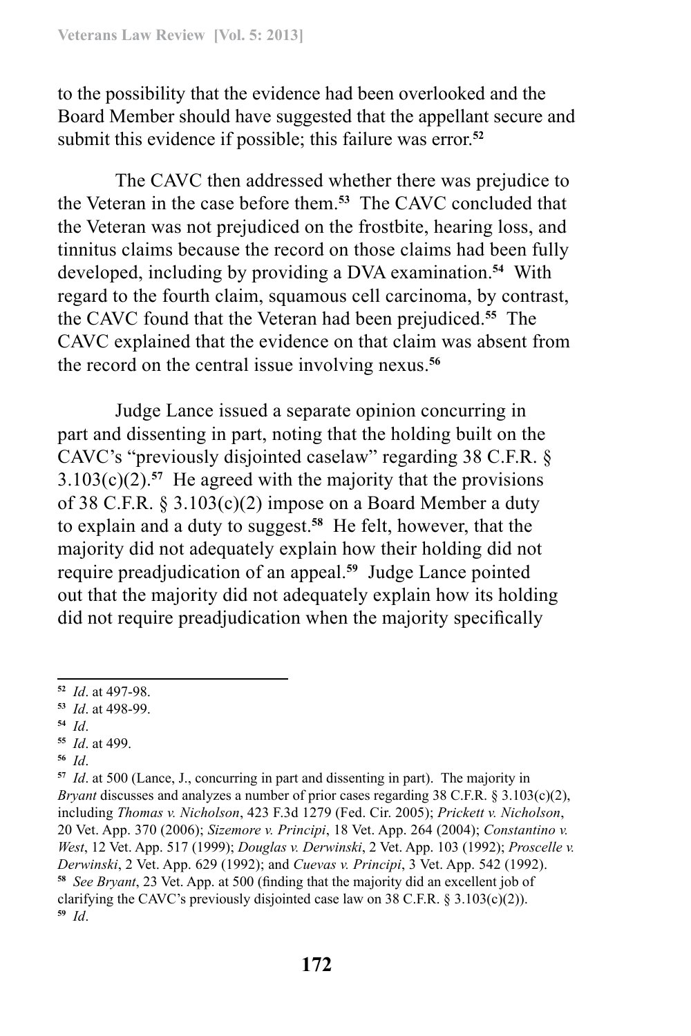to the possibility that the evidence had been overlooked and the Board Member should have suggested that the appellant secure and submit this evidence if possible; this failure was error.[52]

The CAVC then addressed whether there was prejudice to the Veteran in the case before them.[53] The CAVC concluded that the Veteran was not prejudiced on the frostbite, hearing loss, and tinnitus claims because the record on those claims had been fully developed, including by providing a DVA examination.[54] With regard to the fourth claim, squamous cell carcinoma, by contrast, the CAVC found that the Veteran had been prejudiced.[55] The CAVC explained that the evidence on that claim was absent from the record on the central issue involving nexus.[56]

Judge Lance issued a separate opinion concurring in part and dissenting in part, noting that the holding built on the CAVC's "previously disjointed caselaw" regarding 38 C.F.R. § 3.103(c)(2).[57] He agreed with the majority that the provisions of 38 C.F.R. § 3.103(c)(2) impose on a Board Member a duty to explain and a duty to suggest.[58] He felt, however, that the majority did not adequately explain how their holding did not require preadjudication of an appeal.[59] Judge Lance pointed out that the majority did not adequately explain how its holding did not require preadjudication when the majority specifically

---

[52] *Id*. at 497-98.

[53] *Id*. at 498-99.

[54] *Id*.

[55] *Id*. at 499.

[56] *Id*.

[57] *Id*. at 500 (Lance, J., concurring in part and dissenting in part). The majority in *Bryant* discusses and analyzes a number of prior cases regarding 38 C.F.R. § 3.103(c)(2), including *Thomas v. Nicholson*, 423 F.3d 1279 (Fed. Cir. 2005); *Prickett v. Nicholson*, 20 Vet. App. 370 (2006); *Sizemore v. Principi*, 18 Vet. App. 264 (2004); *Constantino v. West*, 12 Vet. App. 517 (1999); *Douglas v. Derwinski*, 2 Vet. App. 103 (1992); *Proscelle v. Derwinski*, 2 Vet. App. 629 (1992); and *Cuevas v. Principi*, 3 Vet. App. 542 (1992).

[58] *See Bryant*, 23 Vet. App. at 500 (finding that the majority did an excellent job of clarifying the CAVC's previously disjointed case law on 38 C.F.R. § 3.103(c)(2)).

[59] *Id*.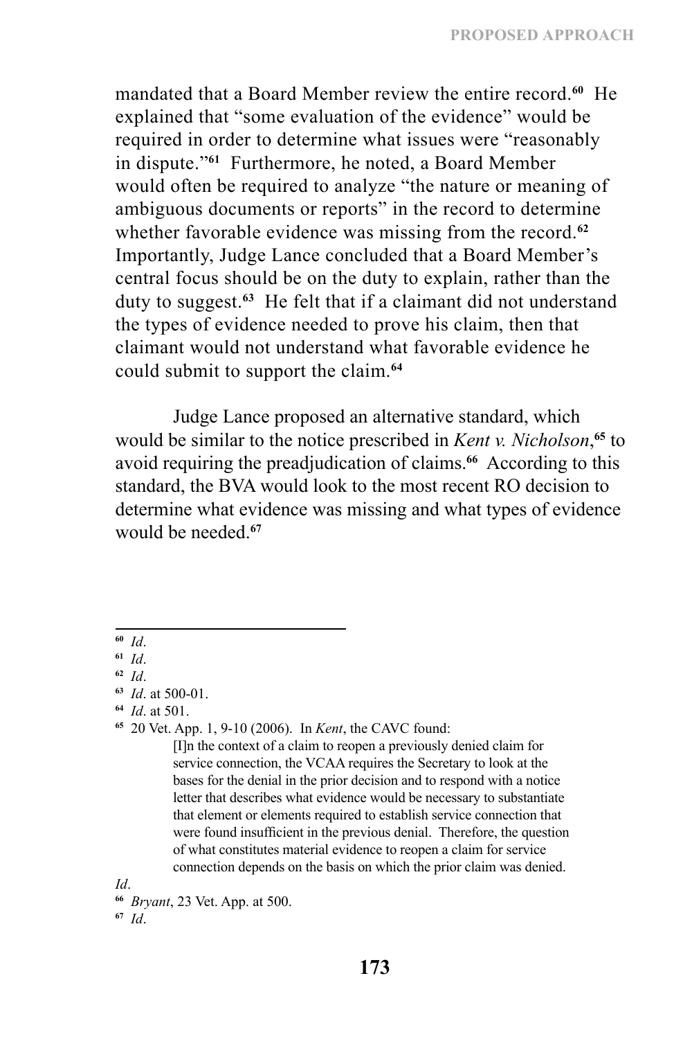mandated that a Board Member review the entire record.[60] He explained that "some evaluation of the evidence" would be required in order to determine what issues were "reasonably in dispute."[61] Furthermore, he noted, a Board Member would often be required to analyze "the nature or meaning of ambiguous documents or reports" in the record to determine whether favorable evidence was missing from the record.[62] Importantly, Judge Lance concluded that a Board Member's central focus should be on the duty to explain, rather than the duty to suggest.[63] He felt that if a claimant did not understand the types of evidence needed to prove his claim, then that claimant would not understand what favorable evidence he could submit to support the claim.[64]

Judge Lance proposed an alternative standard, which would be similar to the notice prescribed in *Kent v. Nicholson*,[65] to avoid requiring the preadjudication of claims.[66] According to this standard, the BVA would look to the most recent RO decision to determine what evidence was missing and what types of evidence would be needed.[67]

---

[60] *Id*.

[61] *Id*.

[62] *Id*.

[63] *Id*. at 500-01.

[64] *Id*. at 501.

[65] 20 Vet. App. 1, 9-10 (2006). In *Kent*, the CAVC found:

> [I]n the context of a claim to reopen a previously denied claim for service connection, the VCAA requires the Secretary to look at the bases for the denial in the prior decision and to respond with a notice letter that describes what evidence would be necessary to substantiate that element or elements required to establish service connection that were found insufficient in the previous denial. Therefore, the question of what constitutes material evidence to reopen a claim for service connection depends on the basis on which the prior claim was denied.

*Id*.

[66] *Bryant*, 23 Vet. App. at 500.

[67] *Id*.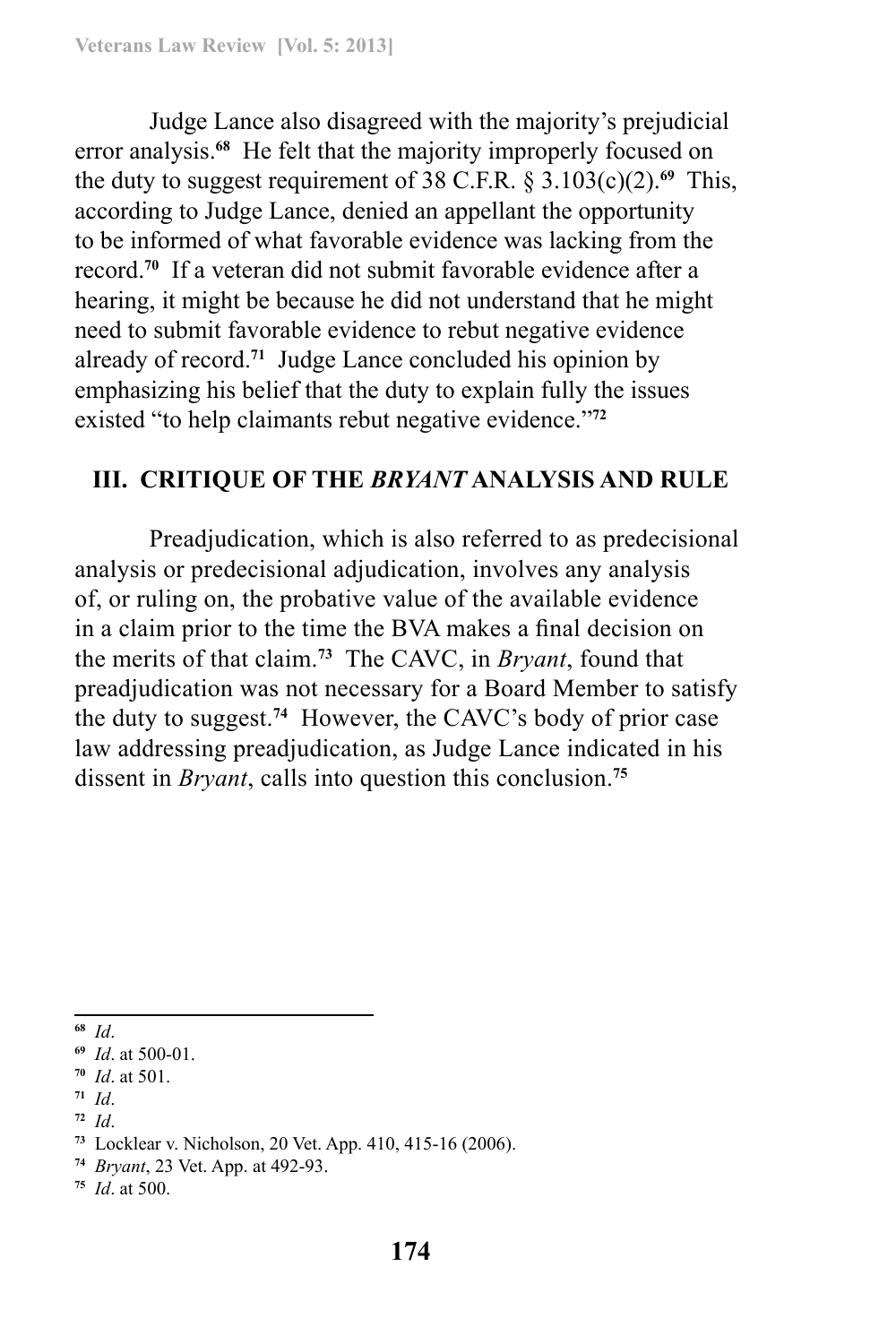Judge Lance also disagreed with the majority's prejudicial error analysis.[68] He felt that the majority improperly focused on the duty to suggest requirement of 38 C.F.R. § 3.103(c)(2).[69] This, according to Judge Lance, denied an appellant the opportunity to be informed of what favorable evidence was lacking from the record.[70] If a veteran did not submit favorable evidence after a hearing, it might be because he did not understand that he might need to submit favorable evidence to rebut negative evidence already of record.[71] Judge Lance concluded his opinion by emphasizing his belief that the duty to explain fully the issues existed "to help claimants rebut negative evidence."[72]

## III. CRITIQUE OF THE *BRYANT* ANALYSIS AND RULE

Preadjudication, which is also referred to as predecisional analysis or predecisional adjudication, involves any analysis of, or ruling on, the probative value of the available evidence in a claim prior to the time the BVA makes a final decision on the merits of that claim.[73] The CAVC, in *Bryant*, found that preadjudication was not necessary for a Board Member to satisfy the duty to suggest.[74] However, the CAVC's body of prior case law addressing preadjudication, as Judge Lance indicated in his dissent in *Bryant*, calls into question this conclusion.[75]

---

[68] *Id*.

[69] *Id*. at 500-01.

[70] *Id*. at 501.

[71] *Id*.

[72] *Id*.

[73] Locklear v. Nicholson, 20 Vet. App. 410, 415-16 (2006).

[74] *Bryant*, 23 Vet. App. at 492-93.

[75] *Id*. at 500.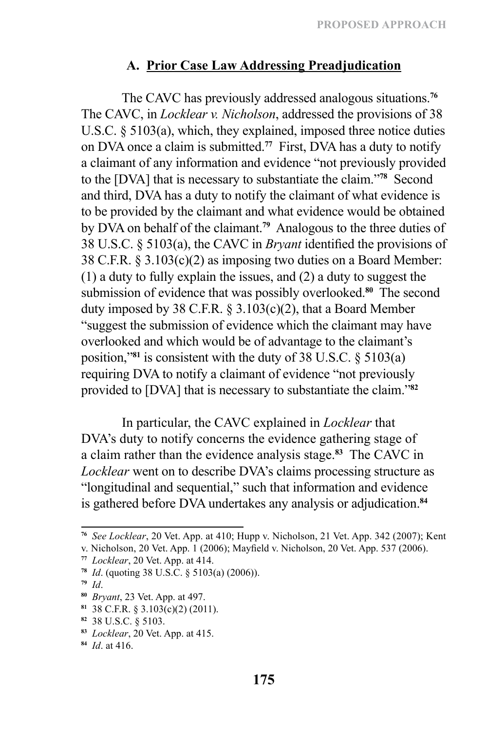### A. Prior Case Law Addressing Preadjudication

The CAVC has previously addressed analogous situations.[76] The CAVC, in *Locklear v. Nicholson*, addressed the provisions of 38 U.S.C. § 5103(a), which, they explained, imposed three notice duties on DVA once a claim is submitted.[77] First, DVA has a duty to notify a claimant of any information and evidence "not previously provided to the [DVA] that is necessary to substantiate the claim."[78] Second and third, DVA has a duty to notify the claimant of what evidence is to be provided by the claimant and what evidence would be obtained by DVA on behalf of the claimant.[79] Analogous to the three duties of 38 U.S.C. § 5103(a), the CAVC in *Bryant* identified the provisions of 38 C.F.R. § 3.103(c)(2) as imposing two duties on a Board Member: (1) a duty to fully explain the issues, and (2) a duty to suggest the submission of evidence that was possibly overlooked.[80] The second duty imposed by 38 C.F.R. § 3.103(c)(2), that a Board Member "suggest the submission of evidence which the claimant may have overlooked and which would be of advantage to the claimant's position,"[81] is consistent with the duty of 38 U.S.C. § 5103(a) requiring DVA to notify a claimant of evidence "not previously provided to [DVA] that is necessary to substantiate the claim."[82]

In particular, the CAVC explained in *Locklear* that DVA's duty to notify concerns the evidence gathering stage of a claim rather than the evidence analysis stage.[83] The CAVC in *Locklear* went on to describe DVA's claims processing structure as "longitudinal and sequential," such that information and evidence is gathered before DVA undertakes any analysis or adjudication.[84]

---

[76] *See Locklear*, 20 Vet. App. at 410; Hupp v. Nicholson, 21 Vet. App. 342 (2007); Kent v. Nicholson, 20 Vet. App. 1 (2006); Mayfield v. Nicholson, 20 Vet. App. 537 (2006).

[77] *Locklear*, 20 Vet. App. at 414.

[78] *Id*. (quoting 38 U.S.C. § 5103(a) (2006)).

[79] *Id*.

[80] *Bryant*, 23 Vet. App. at 497.

[81] 38 C.F.R. § 3.103(c)(2) (2011).

[82] 38 U.S.C. § 5103.

[83] *Locklear*, 20 Vet. App. at 415.

[84] *Id*. at 416.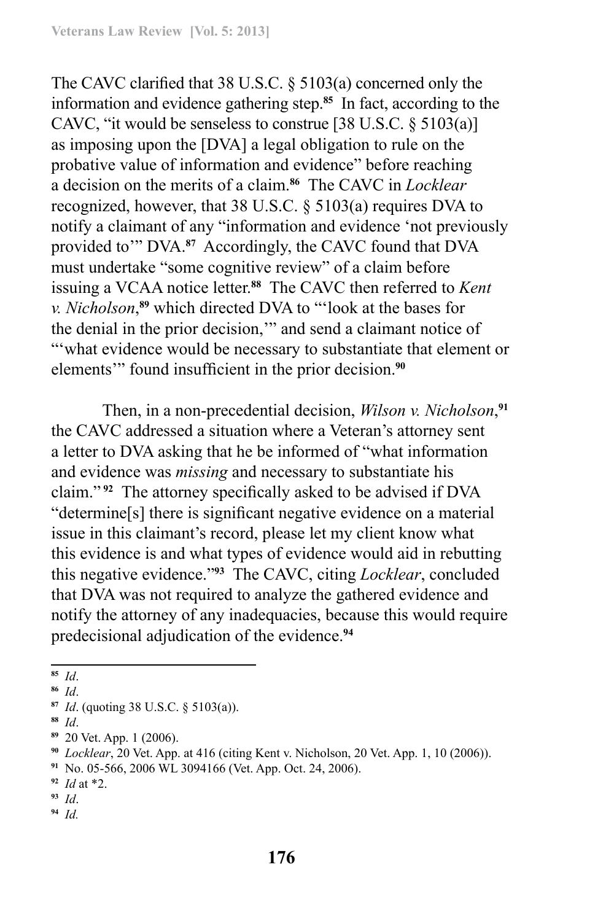The CAVC clarified that 38 U.S.C. § 5103(a) concerned only the information and evidence gathering step.[85] In fact, according to the CAVC, "it would be senseless to construe [38 U.S.C. § 5103(a)] as imposing upon the [DVA] a legal obligation to rule on the probative value of information and evidence" before reaching a decision on the merits of a claim.[86] The CAVC in *Locklear* recognized, however, that 38 U.S.C. § 5103(a) requires DVA to notify a claimant of any "information and evidence 'not previously provided to'" DVA.[87] Accordingly, the CAVC found that DVA must undertake "some cognitive review" of a claim before issuing a VCAA notice letter.[88] The CAVC then referred to *Kent v. Nicholson*,[89] which directed DVA to "'look at the bases for the denial in the prior decision,'" and send a claimant notice of "'what evidence would be necessary to substantiate that element or elements'" found insufficient in the prior decision.[90]

Then, in a non-precedential decision, *Wilson v. Nicholson*,[91] the CAVC addressed a situation where a Veteran's attorney sent a letter to DVA asking that he be informed of "what information and evidence was *missing* and necessary to substantiate his claim."[92] The attorney specifically asked to be advised if DVA "determine[s] there is significant negative evidence on a material issue in this claimant's record, please let my client know what this evidence is and what types of evidence would aid in rebutting this negative evidence."[93] The CAVC, citing *Locklear*, concluded that DVA was not required to analyze the gathered evidence and notify the attorney of any inadequacies, because this would require predecisional adjudication of the evidence.[94]

---

[85] *Id*.

[86] *Id*.

[87] *Id*. (quoting 38 U.S.C. § 5103(a)).

[88] *Id*.

[89] 20 Vet. App. 1 (2006).

[90] *Locklear*, 20 Vet. App. at 416 (citing Kent v. Nicholson, 20 Vet. App. 1, 10 (2006)).

[91] No. 05-566, 2006 WL 3094166 (Vet. App. Oct. 24, 2006).

[92] *Id* at *2.

[93] *Id*.

[94] *Id.*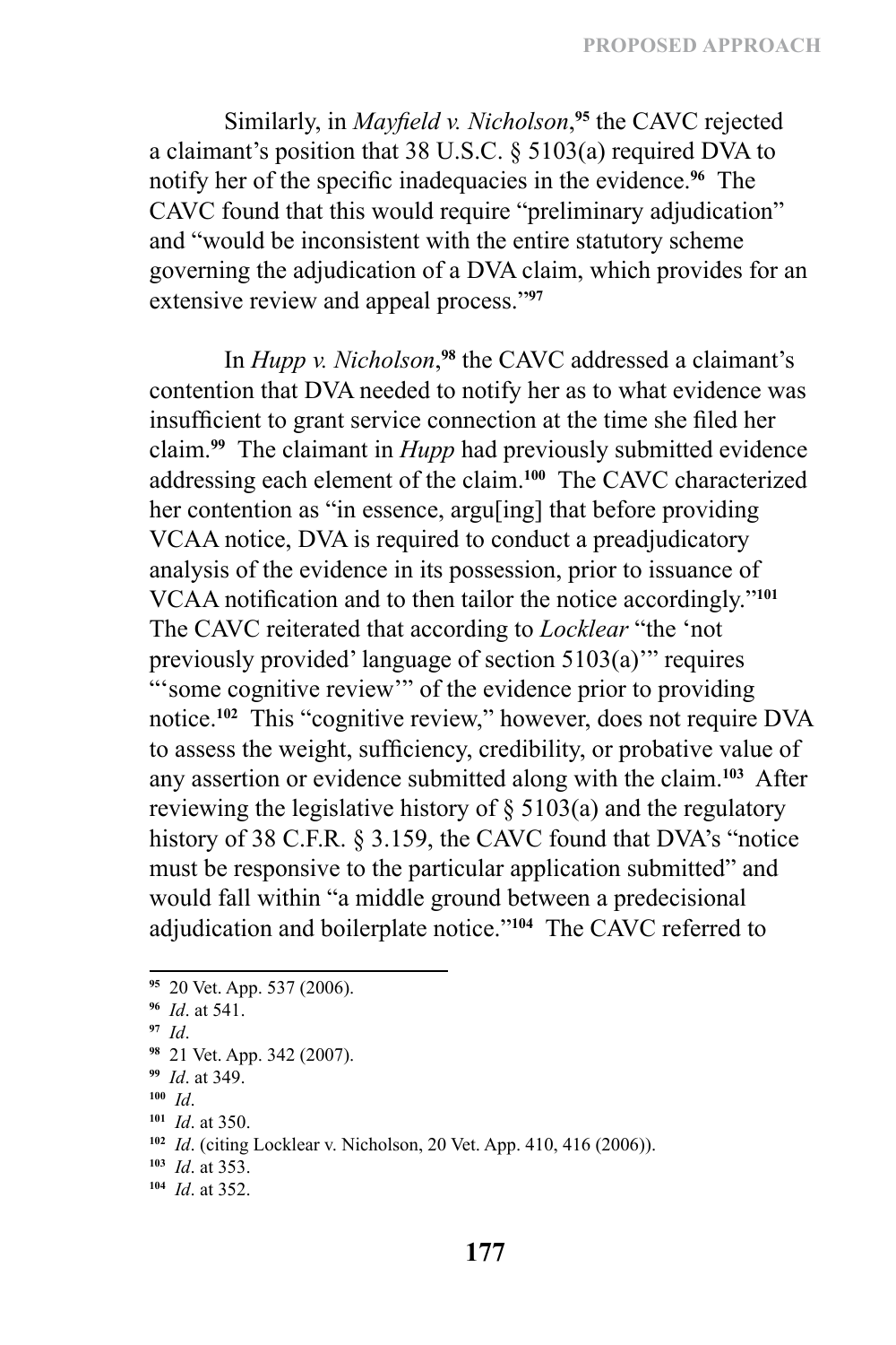Similarly, in *Mayfield v. Nicholson*,[95] the CAVC rejected a claimant's position that 38 U.S.C. § 5103(a) required DVA to notify her of the specific inadequacies in the evidence.[96] The CAVC found that this would require "preliminary adjudication" and "would be inconsistent with the entire statutory scheme governing the adjudication of a DVA claim, which provides for an extensive review and appeal process."[97]

In *Hupp v. Nicholson*,[98] the CAVC addressed a claimant's contention that DVA needed to notify her as to what evidence was insufficient to grant service connection at the time she filed her claim.[99] The claimant in *Hupp* had previously submitted evidence addressing each element of the claim.[100] The CAVC characterized her contention as "in essence, argu[ing] that before providing VCAA notice, DVA is required to conduct a preadjudicatory analysis of the evidence in its possession, prior to issuance of VCAA notification and to then tailor the notice accordingly."[101] The CAVC reiterated that according to *Locklear* "the 'not previously provided' language of section 5103(a)'" requires "'some cognitive review'" of the evidence prior to providing notice.[102] This "cognitive review," however, does not require DVA to assess the weight, sufficiency, credibility, or probative value of any assertion or evidence submitted along with the claim.[103] After reviewing the legislative history of § 5103(a) and the regulatory history of 38 C.F.R. § 3.159, the CAVC found that DVA's "notice must be responsive to the particular application submitted" and would fall within "a middle ground between a predecisional adjudication and boilerplate notice."[104] The CAVC referred to

---

[95] 20 Vet. App. 537 (2006).

[96] *Id*. at 541.

[97] *Id*.

[98] 21 Vet. App. 342 (2007).

[99] *Id*. at 349.

[100] *Id*.

[101] *Id*. at 350.

[102] *Id*. (citing Locklear v. Nicholson, 20 Vet. App. 410, 416 (2006)).

[103] *Id*. at 353.

[104] *Id*. at 352.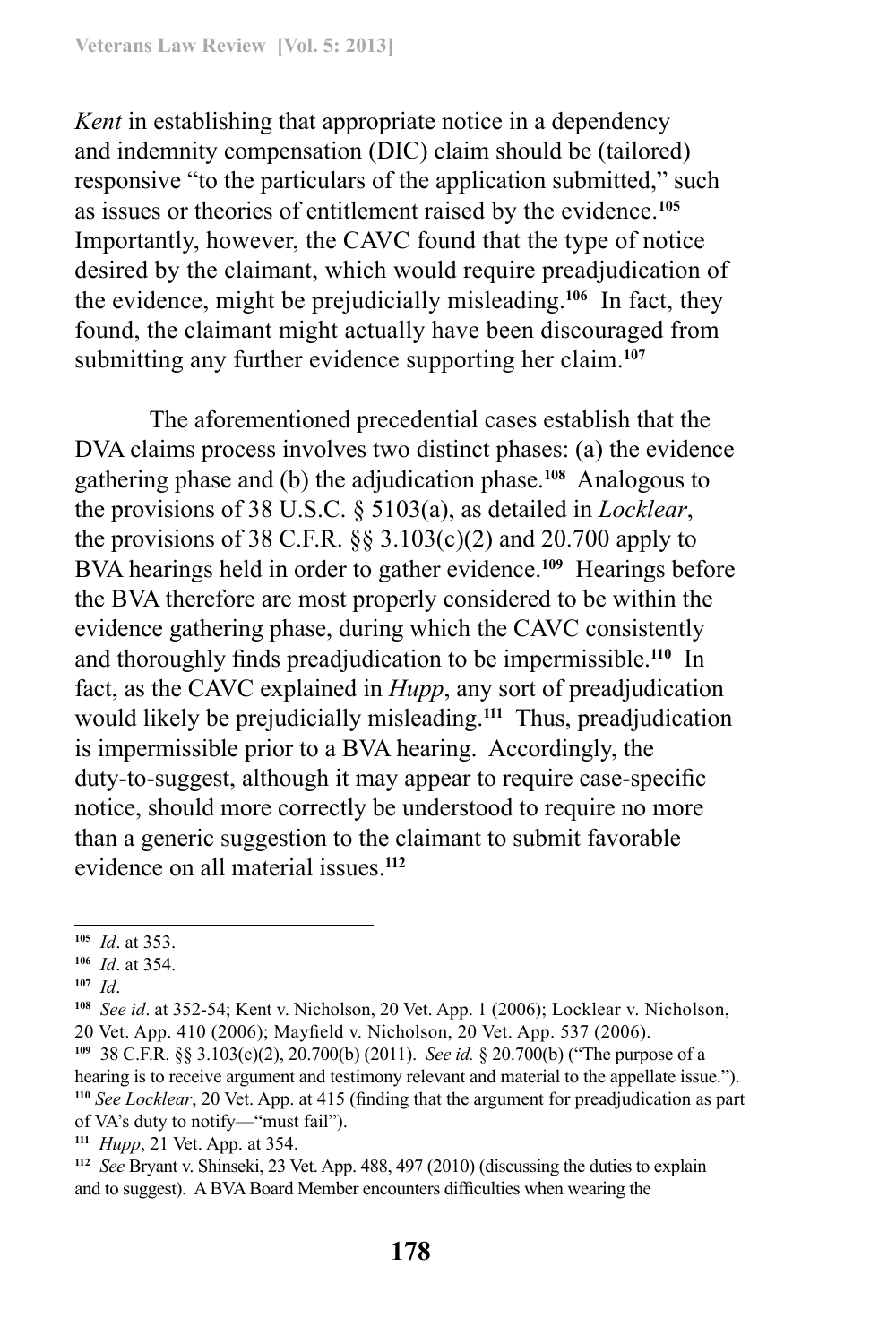*Kent* in establishing that appropriate notice in a dependency and indemnity compensation (DIC) claim should be (tailored) responsive "to the particulars of the application submitted," such as issues or theories of entitlement raised by the evidence.[105] Importantly, however, the CAVC found that the type of notice desired by the claimant, which would require preadjudication of the evidence, might be prejudicially misleading.[106] In fact, they found, the claimant might actually have been discouraged from submitting any further evidence supporting her claim.[107]

The aforementioned precedential cases establish that the DVA claims process involves two distinct phases: (a) the evidence gathering phase and (b) the adjudication phase.[108] Analogous to the provisions of 38 U.S.C. § 5103(a), as detailed in *Locklear*, the provisions of 38 C.F.R. §§ 3.103(c)(2) and 20.700 apply to BVA hearings held in order to gather evidence.[109] Hearings before the BVA therefore are most properly considered to be within the evidence gathering phase, during which the CAVC consistently and thoroughly finds preadjudication to be impermissible.[110] In fact, as the CAVC explained in *Hupp*, any sort of preadjudication would likely be prejudicially misleading.[111] Thus, preadjudication is impermissible prior to a BVA hearing. Accordingly, the duty-to-suggest, although it may appear to require case-specific notice, should more correctly be understood to require no more than a generic suggestion to the claimant to submit favorable evidence on all material issues.[112]

---

[105] *Id*. at 353.

[106] *Id*. at 354.

[107] *Id*.

[108] *See id*. at 352-54; Kent v. Nicholson, 20 Vet. App. 1 (2006); Locklear v. Nicholson, 20 Vet. App. 410 (2006); Mayfield v. Nicholson, 20 Vet. App. 537 (2006).

[109] 38 C.F.R. §§ 3.103(c)(2), 20.700(b) (2011). *See id.* § 20.700(b) ("The purpose of a hearing is to receive argument and testimony relevant and material to the appellate issue.").

[110] *See Locklear*, 20 Vet. App. at 415 (finding that the argument for preadjudication as part of VA's duty to notify—"must fail").

[111] *Hupp*, 21 Vet. App. at 354.

[112] *See* Bryant v. Shinseki, 23 Vet. App. 488, 497 (2010) (discussing the duties to explain and to suggest). A BVA Board Member encounters difficulties when wearing the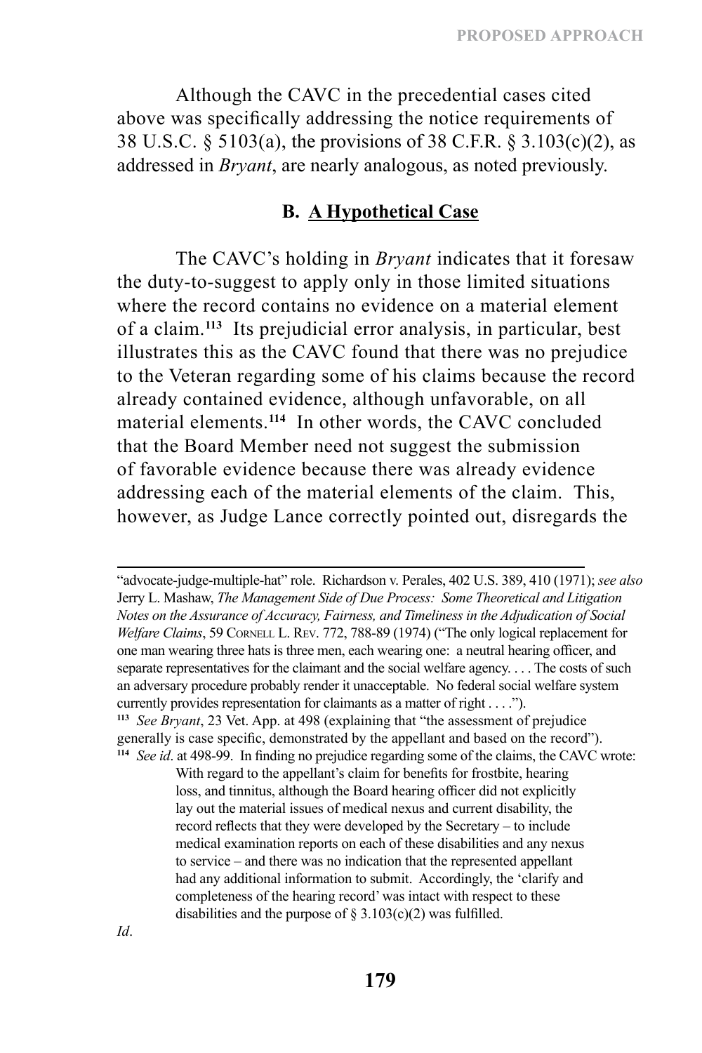Although the CAVC in the precedential cases cited above was specifically addressing the notice requirements of 38 U.S.C. § 5103(a), the provisions of 38 C.F.R. § 3.103(c)(2), as addressed in *Bryant*, are nearly analogous, as noted previously.

### B. A Hypothetical Case

The CAVC's holding in *Bryant* indicates that it foresaw the duty-to-suggest to apply only in those limited situations where the record contains no evidence on a material element of a claim.[113] Its prejudicial error analysis, in particular, best illustrates this as the CAVC found that there was no prejudice to the Veteran regarding some of his claims because the record already contained evidence, although unfavorable, on all material elements.[114] In other words, the CAVC concluded that the Board Member need not suggest the submission of favorable evidence because there was already evidence addressing each of the material elements of the claim. This, however, as Judge Lance correctly pointed out, disregards the

---

"advocate-judge-multiple-hat" role. Richardson v. Perales, 402 U.S. 389, 410 (1971); *see also* Jerry L. Mashaw, *The Management Side of Due Process: Some Theoretical and Litigation Notes on the Assurance of Accuracy, Fairness, and Timeliness in the Adjudication of Social Welfare Claims*, 59 Cornell L. Rev. 772, 788-89 (1974) ("The only logical replacement for one man wearing three hats is three men, each wearing one: a neutral hearing officer, and separate representatives for the claimant and the social welfare agency. . . . The costs of such an adversary procedure probably render it unacceptable. No federal social welfare system currently provides representation for claimants as a matter of right . . . .").

[113] *See Bryant*, 23 Vet. App. at 498 (explaining that "the assessment of prejudice generally is case specific, demonstrated by the appellant and based on the record").

[114] *See id*. at 498-99. In finding no prejudice regarding some of the claims, the CAVC wrote:

> With regard to the appellant's claim for benefits for frostbite, hearing loss, and tinnitus, although the Board hearing officer did not explicitly lay out the material issues of medical nexus and current disability, the record reflects that they were developed by the Secretary – to include medical examination reports on each of these disabilities and any nexus to service – and there was no indication that the represented appellant had any additional information to submit. Accordingly, the 'clarify and completeness of the hearing record' was intact with respect to these disabilities and the purpose of § 3.103(c)(2) was fulfilled.

*Id*.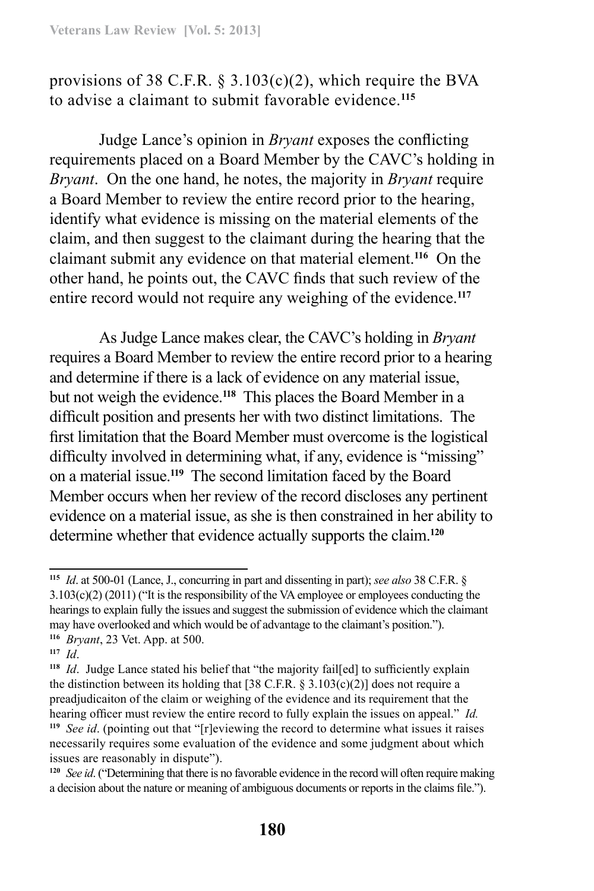provisions of 38 C.F.R. § 3.103(c)(2), which require the BVA to advise a claimant to submit favorable evidence.[115]

Judge Lance's opinion in *Bryant* exposes the conflicting requirements placed on a Board Member by the CAVC's holding in *Bryant*. On the one hand, he notes, the majority in *Bryant* require a Board Member to review the entire record prior to the hearing, identify what evidence is missing on the material elements of the claim, and then suggest to the claimant during the hearing that the claimant submit any evidence on that material element.[116] On the other hand, he points out, the CAVC finds that such review of the entire record would not require any weighing of the evidence.[117]

As Judge Lance makes clear, the CAVC's holding in *Bryant* requires a Board Member to review the entire record prior to a hearing and determine if there is a lack of evidence on any material issue, but not weigh the evidence.[118] This places the Board Member in a difficult position and presents her with two distinct limitations. The first limitation that the Board Member must overcome is the logistical difficulty involved in determining what, if any, evidence is "missing" on a material issue.[119] The second limitation faced by the Board Member occurs when her review of the record discloses any pertinent evidence on a material issue, as she is then constrained in her ability to determine whether that evidence actually supports the claim.[120]

---

[115] *Id*. at 500-01 (Lance, J., concurring in part and dissenting in part); *see also* 38 C.F.R. § 3.103(c)(2) (2011) ("It is the responsibility of the VA employee or employees conducting the hearings to explain fully the issues and suggest the submission of evidence which the claimant may have overlooked and which would be of advantage to the claimant's position.").

[116] *Bryant*, 23 Vet. App. at 500.

[117] *Id*.

[118] *Id*. Judge Lance stated his belief that "the majority fail[ed] to sufficiently explain the distinction between its holding that [38 C.F.R. § 3.103(c)(2)] does not require a preadjudicaiton of the claim or weighing of the evidence and its requirement that the hearing officer must review the entire record to fully explain the issues on appeal." *Id.*

[119] *See id*. (pointing out that "[r]eviewing the record to determine what issues it raises necessarily requires some evaluation of the evidence and some judgment about which issues are reasonably in dispute").

[120] *See id*. ("Determining that there is no favorable evidence in the record will often require making a decision about the nature or meaning of ambiguous documents or reports in the claims file.").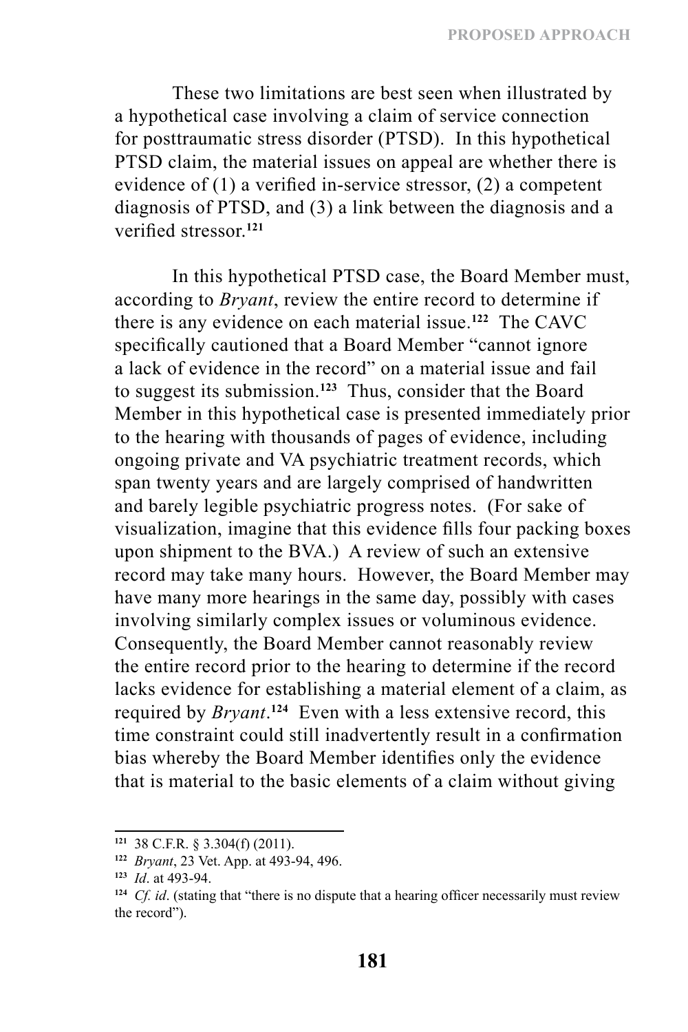These two limitations are best seen when illustrated by a hypothetical case involving a claim of service connection for posttraumatic stress disorder (PTSD). In this hypothetical PTSD claim, the material issues on appeal are whether there is evidence of (1) a verified in-service stressor, (2) a competent diagnosis of PTSD, and (3) a link between the diagnosis and a verified stressor.[121]

In this hypothetical PTSD case, the Board Member must, according to *Bryant*, review the entire record to determine if there is any evidence on each material issue.[122] The CAVC specifically cautioned that a Board Member "cannot ignore a lack of evidence in the record" on a material issue and fail to suggest its submission.[123] Thus, consider that the Board Member in this hypothetical case is presented immediately prior to the hearing with thousands of pages of evidence, including ongoing private and VA psychiatric treatment records, which span twenty years and are largely comprised of handwritten and barely legible psychiatric progress notes. (For sake of visualization, imagine that this evidence fills four packing boxes upon shipment to the BVA.) A review of such an extensive record may take many hours. However, the Board Member may have many more hearings in the same day, possibly with cases involving similarly complex issues or voluminous evidence. Consequently, the Board Member cannot reasonably review the entire record prior to the hearing to determine if the record lacks evidence for establishing a material element of a claim, as required by *Bryant*.[124] Even with a less extensive record, this time constraint could still inadvertently result in a confirmation bias whereby the Board Member identifies only the evidence that is material to the basic elements of a claim without giving

---

[121] 38 C.F.R. § 3.304(f) (2011).

[122] *Bryant*, 23 Vet. App. at 493-94, 496.

[123] *Id*. at 493-94.

[124] *Cf. id*. (stating that "there is no dispute that a hearing officer necessarily must review the record").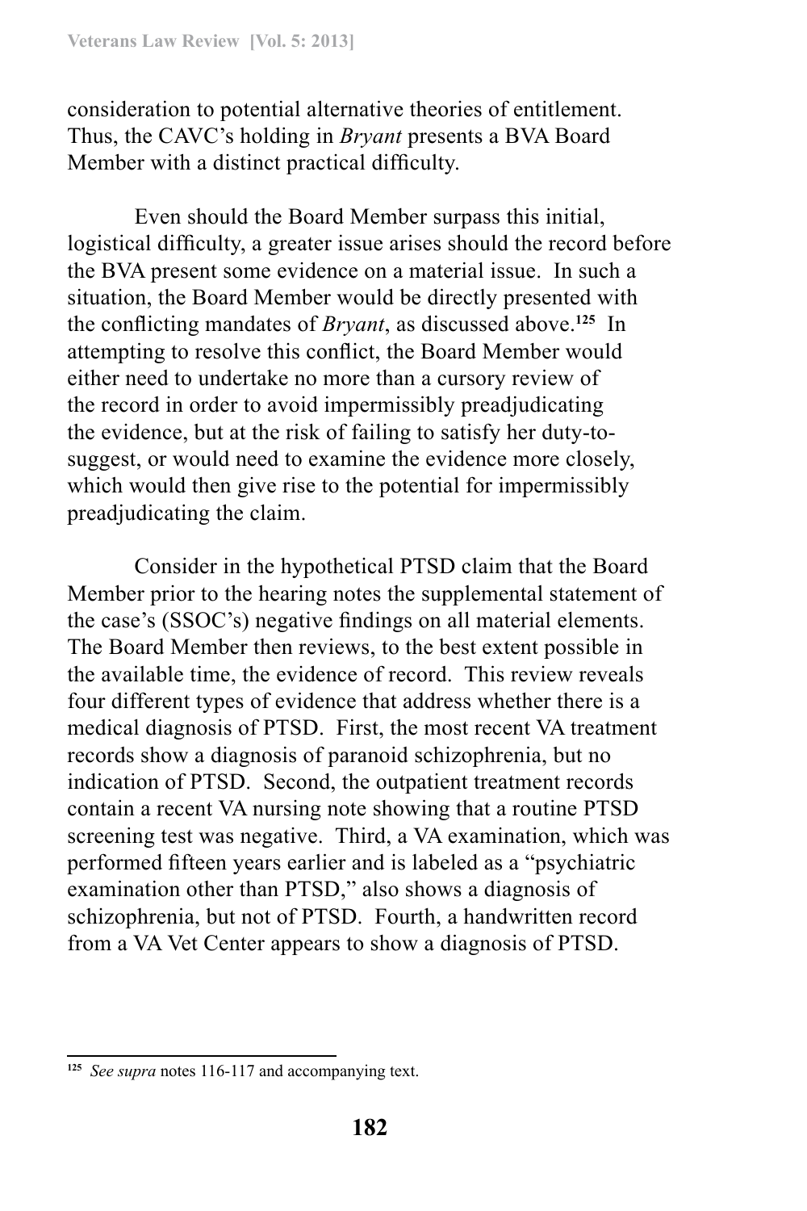consideration to potential alternative theories of entitlement. Thus, the CAVC's holding in *Bryant* presents a BVA Board Member with a distinct practical difficulty.

Even should the Board Member surpass this initial, logistical difficulty, a greater issue arises should the record before the BVA present some evidence on a material issue. In such a situation, the Board Member would be directly presented with the conflicting mandates of *Bryant*, as discussed above.[125] In attempting to resolve this conflict, the Board Member would either need to undertake no more than a cursory review of the record in order to avoid impermissibly preadjudicating the evidence, but at the risk of failing to satisfy her duty-to-suggest, or would need to examine the evidence more closely, which would then give rise to the potential for impermissibly preadjudicating the claim.

Consider in the hypothetical PTSD claim that the Board Member prior to the hearing notes the supplemental statement of the case's (SSOC's) negative findings on all material elements. The Board Member then reviews, to the best extent possible in the available time, the evidence of record. This review reveals four different types of evidence that address whether there is a medical diagnosis of PTSD. First, the most recent VA treatment records show a diagnosis of paranoid schizophrenia, but no indication of PTSD. Second, the outpatient treatment records contain a recent VA nursing note showing that a routine PTSD screening test was negative. Third, a VA examination, which was performed fifteen years earlier and is labeled as a "psychiatric examination other than PTSD," also shows a diagnosis of schizophrenia, but not of PTSD. Fourth, a handwritten record from a VA Vet Center appears to show a diagnosis of PTSD.

---

[125] *See supra* notes 116-117 and accompanying text.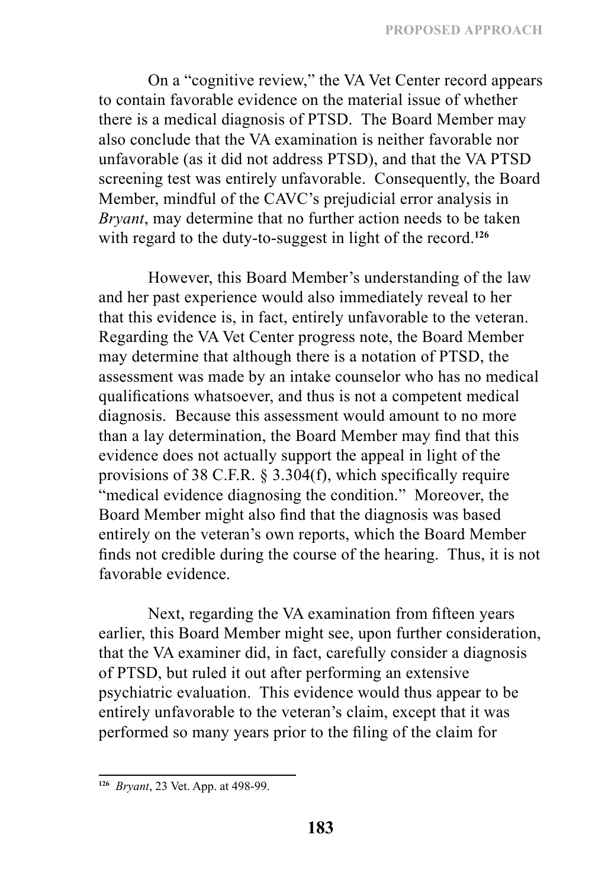On a "cognitive review," the VA Vet Center record appears to contain favorable evidence on the material issue of whether there is a medical diagnosis of PTSD. The Board Member may also conclude that the VA examination is neither favorable nor unfavorable (as it did not address PTSD), and that the VA PTSD screening test was entirely unfavorable. Consequently, the Board Member, mindful of the CAVC's prejudicial error analysis in *Bryant*, may determine that no further action needs to be taken with regard to the duty-to-suggest in light of the record.[126]

However, this Board Member's understanding of the law and her past experience would also immediately reveal to her that this evidence is, in fact, entirely unfavorable to the veteran. Regarding the VA Vet Center progress note, the Board Member may determine that although there is a notation of PTSD, the assessment was made by an intake counselor who has no medical qualifications whatsoever, and thus is not a competent medical diagnosis. Because this assessment would amount to no more than a lay determination, the Board Member may find that this evidence does not actually support the appeal in light of the provisions of 38 C.F.R. § 3.304(f), which specifically require "medical evidence diagnosing the condition." Moreover, the Board Member might also find that the diagnosis was based entirely on the veteran's own reports, which the Board Member finds not credible during the course of the hearing. Thus, it is not favorable evidence.

Next, regarding the VA examination from fifteen years earlier, this Board Member might see, upon further consideration, that the VA examiner did, in fact, carefully consider a diagnosis of PTSD, but ruled it out after performing an extensive psychiatric evaluation. This evidence would thus appear to be entirely unfavorable to the veteran's claim, except that it was performed so many years prior to the filing of the claim for

---

[126] *Bryant*, 23 Vet. App. at 498-99.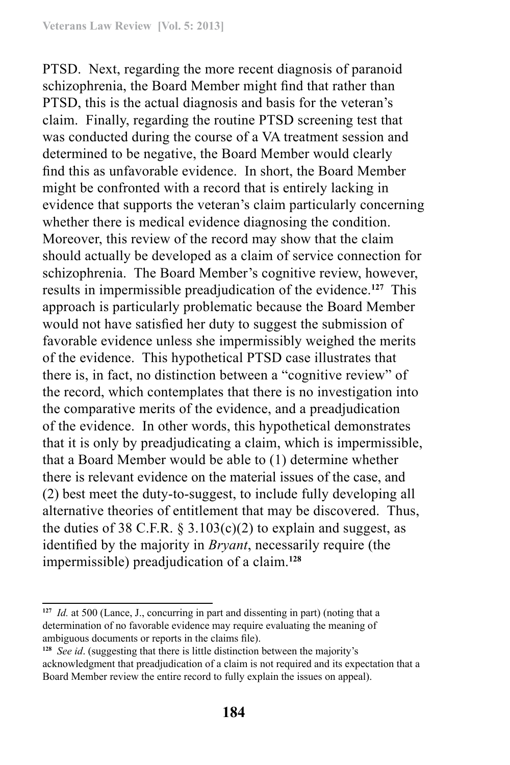PTSD. Next, regarding the more recent diagnosis of paranoid schizophrenia, the Board Member might find that rather than PTSD, this is the actual diagnosis and basis for the veteran's claim. Finally, regarding the routine PTSD screening test that was conducted during the course of a VA treatment session and determined to be negative, the Board Member would clearly find this as unfavorable evidence. In short, the Board Member might be confronted with a record that is entirely lacking in evidence that supports the veteran's claim particularly concerning whether there is medical evidence diagnosing the condition. Moreover, this review of the record may show that the claim should actually be developed as a claim of service connection for schizophrenia. The Board Member's cognitive review, however, results in impermissible preadjudication of the evidence.[127] This approach is particularly problematic because the Board Member would not have satisfied her duty to suggest the submission of favorable evidence unless she impermissibly weighed the merits of the evidence. This hypothetical PTSD case illustrates that there is, in fact, no distinction between a "cognitive review" of the record, which contemplates that there is no investigation into the comparative merits of the evidence, and a preadjudication of the evidence. In other words, this hypothetical demonstrates that it is only by preadjudicating a claim, which is impermissible, that a Board Member would be able to (1) determine whether there is relevant evidence on the material issues of the case, and (2) best meet the duty-to-suggest, to include fully developing all alternative theories of entitlement that may be discovered. Thus, the duties of 38 C.F.R. § 3.103(c)(2) to explain and suggest, as identified by the majority in *Bryant*, necessarily require (the impermissible) preadjudication of a claim.[128]

---

[127] *Id.* at 500 (Lance, J., concurring in part and dissenting in part) (noting that a determination of no favorable evidence may require evaluating the meaning of ambiguous documents or reports in the claims file).

[128] *See id*. (suggesting that there is little distinction between the majority's acknowledgment that preadjudication of a claim is not required and its expectation that a Board Member review the entire record to fully explain the issues on appeal).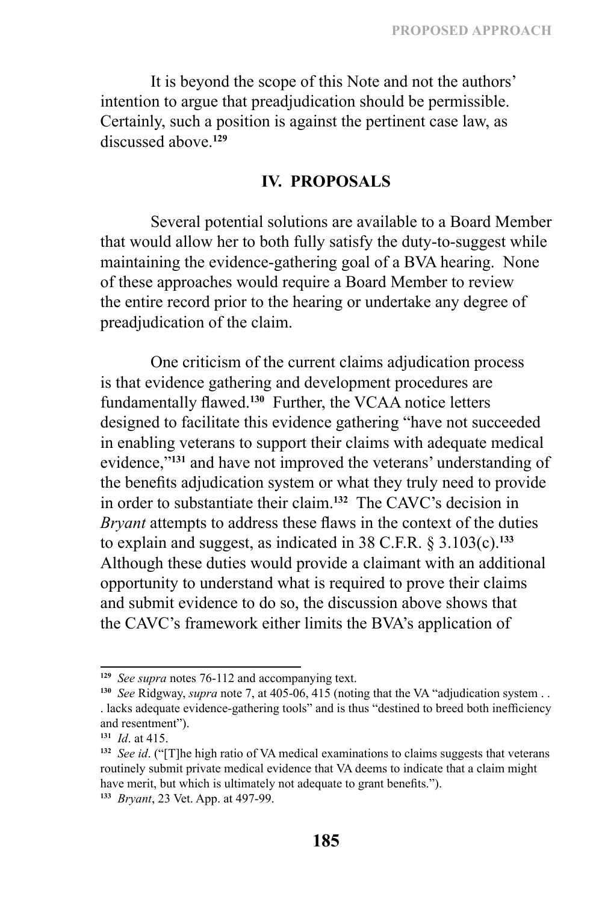It is beyond the scope of this Note and not the authors' intention to argue that preadjudication should be permissible. Certainly, such a position is against the pertinent case law, as discussed above.[129]

## IV. PROPOSALS

Several potential solutions are available to a Board Member that would allow her to both fully satisfy the duty-to-suggest while maintaining the evidence-gathering goal of a BVA hearing. None of these approaches would require a Board Member to review the entire record prior to the hearing or undertake any degree of preadjudication of the claim.

One criticism of the current claims adjudication process is that evidence gathering and development procedures are fundamentally flawed.[130] Further, the VCAA notice letters designed to facilitate this evidence gathering "have not succeeded in enabling veterans to support their claims with adequate medical evidence,"[131] and have not improved the veterans' understanding of the benefits adjudication system or what they truly need to provide in order to substantiate their claim.[132] The CAVC's decision in *Bryant* attempts to address these flaws in the context of the duties to explain and suggest, as indicated in 38 C.F.R. § 3.103(c).[133] Although these duties would provide a claimant with an additional opportunity to understand what is required to prove their claims and submit evidence to do so, the discussion above shows that the CAVC's framework either limits the BVA's application of

---

[129] *See supra* notes 76-112 and accompanying text.

[130] *See* Ridgway, *supra* note 7, at 405-06, 415 (noting that the VA "adjudication system . . . lacks adequate evidence-gathering tools" and is thus "destined to breed both inefficiency and resentment").

[131] *Id*. at 415.

[132] *See id*. ("[T]he high ratio of VA medical examinations to claims suggests that veterans routinely submit private medical evidence that VA deems to indicate that a claim might have merit, but which is ultimately not adequate to grant benefits.").

[133] *Bryant*, 23 Vet. App. at 497-99.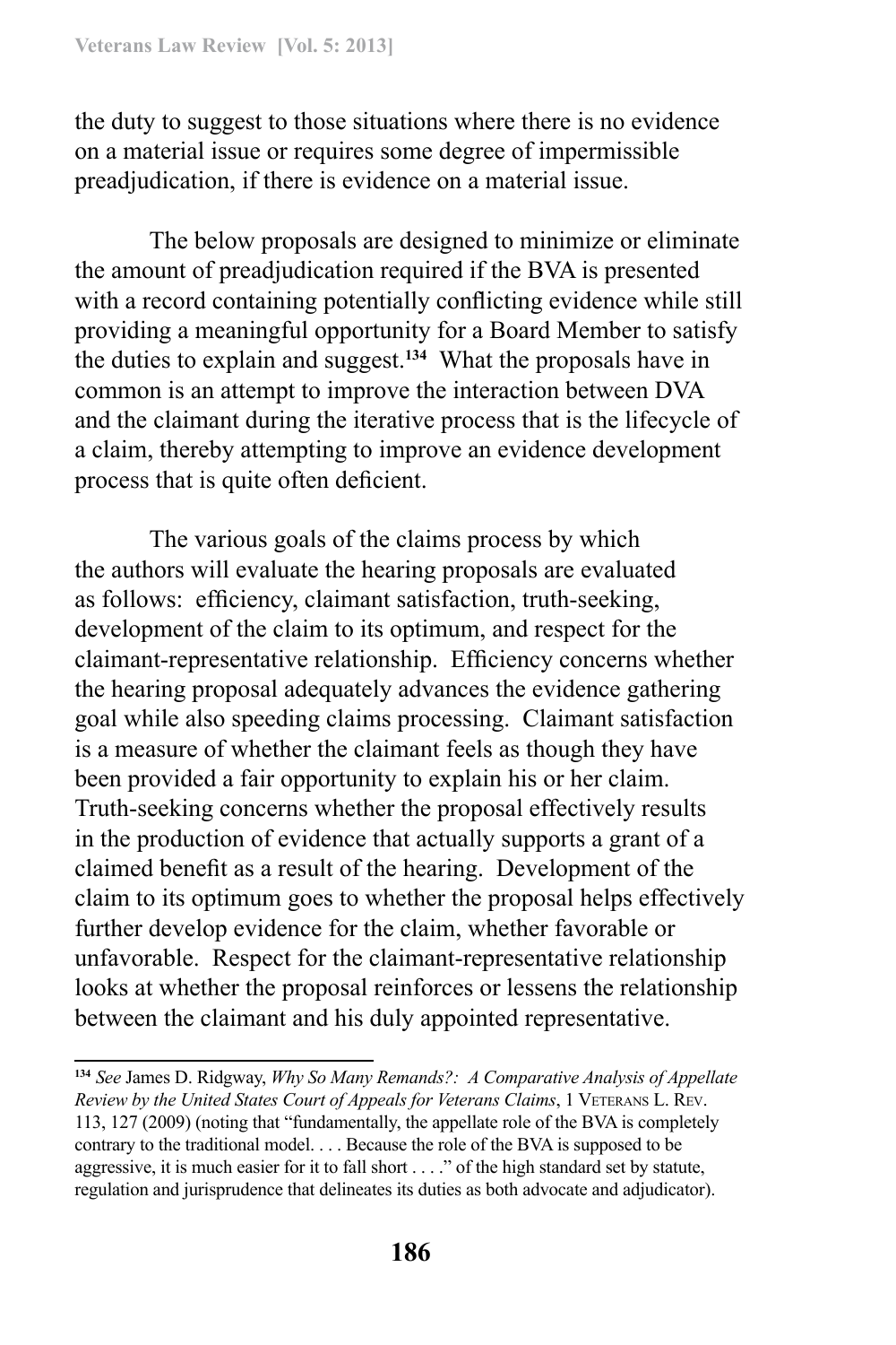the duty to suggest to those situations where there is no evidence on a material issue or requires some degree of impermissible preadjudication, if there is evidence on a material issue.

The below proposals are designed to minimize or eliminate the amount of preadjudication required if the BVA is presented with a record containing potentially conflicting evidence while still providing a meaningful opportunity for a Board Member to satisfy the duties to explain and suggest.[134] What the proposals have in common is an attempt to improve the interaction between DVA and the claimant during the iterative process that is the lifecycle of a claim, thereby attempting to improve an evidence development process that is quite often deficient.

The various goals of the claims process by which the authors will evaluate the hearing proposals are evaluated as follows: efficiency, claimant satisfaction, truth-seeking, development of the claim to its optimum, and respect for the claimant-representative relationship. Efficiency concerns whether the hearing proposal adequately advances the evidence gathering goal while also speeding claims processing. Claimant satisfaction is a measure of whether the claimant feels as though they have been provided a fair opportunity to explain his or her claim. Truth-seeking concerns whether the proposal effectively results in the production of evidence that actually supports a grant of a claimed benefit as a result of the hearing. Development of the claim to its optimum goes to whether the proposal helps effectively further develop evidence for the claim, whether favorable or unfavorable. Respect for the claimant-representative relationship looks at whether the proposal reinforces or lessens the relationship between the claimant and his duly appointed representative.

---

[134] *See* James D. Ridgway, *Why So Many Remands?: A Comparative Analysis of Appellate Review by the United States Court of Appeals for Veterans Claims*, 1 VETERANS L. REV. 113, 127 (2009) (noting that "fundamentally, the appellate role of the BVA is completely contrary to the traditional model. . . . Because the role of the BVA is supposed to be aggressive, it is much easier for it to fall short . . . ." of the high standard set by statute, regulation and jurisprudence that delineates its duties as both advocate and adjudicator).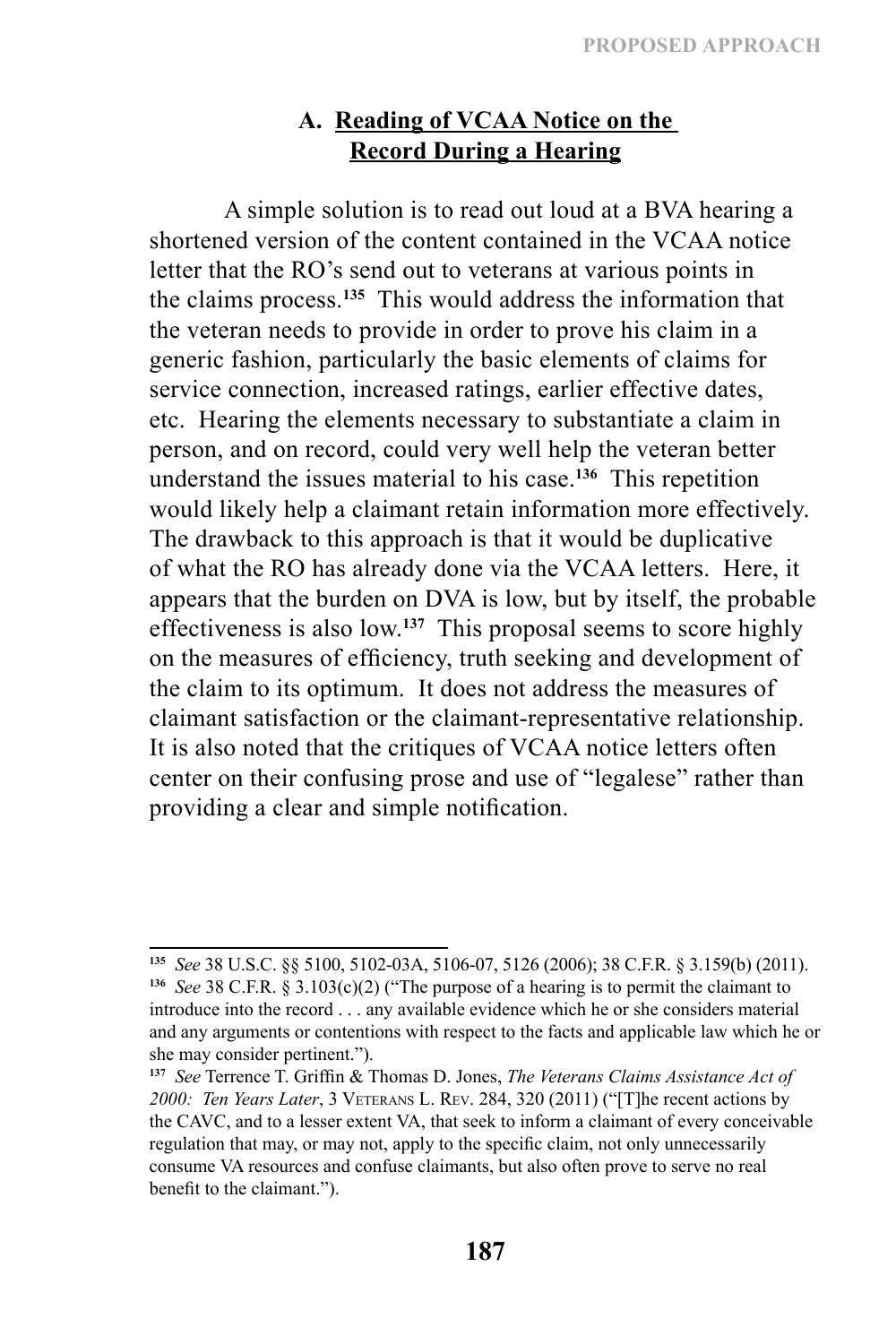### A. Reading of VCAA Notice on the Record During a Hearing

A simple solution is to read out loud at a BVA hearing a shortened version of the content contained in the VCAA notice letter that the RO's send out to veterans at various points in the claims process.[135] This would address the information that the veteran needs to provide in order to prove his claim in a generic fashion, particularly the basic elements of claims for service connection, increased ratings, earlier effective dates, etc. Hearing the elements necessary to substantiate a claim in person, and on record, could very well help the veteran better understand the issues material to his case.[136] This repetition would likely help a claimant retain information more effectively. The drawback to this approach is that it would be duplicative of what the RO has already done via the VCAA letters. Here, it appears that the burden on DVA is low, but by itself, the probable effectiveness is also low.[137] This proposal seems to score highly on the measures of efficiency, truth seeking and development of the claim to its optimum. It does not address the measures of claimant satisfaction or the claimant-representative relationship. It is also noted that the critiques of VCAA notice letters often center on their confusing prose and use of "legalese" rather than providing a clear and simple notification.

---

[135] *See* 38 U.S.C. §§ 5100, 5102-03A, 5106-07, 5126 (2006); 38 C.F.R. § 3.159(b) (2011).

[136] *See* 38 C.F.R. § 3.103(c)(2) ("The purpose of a hearing is to permit the claimant to introduce into the record . . . any available evidence which he or she considers material and any arguments or contentions with respect to the facts and applicable law which he or she may consider pertinent.").

[137] *See* Terrence T. Griffin & Thomas D. Jones, *The Veterans Claims Assistance Act of 2000: Ten Years Later*, 3 Veterans L. Rev. 284, 320 (2011) ("[T]he recent actions by the CAVC, and to a lesser extent VA, that seek to inform a claimant of every conceivable regulation that may, or may not, apply to the specific claim, not only unnecessarily consume VA resources and confuse claimants, but also often prove to serve no real benefit to the claimant.").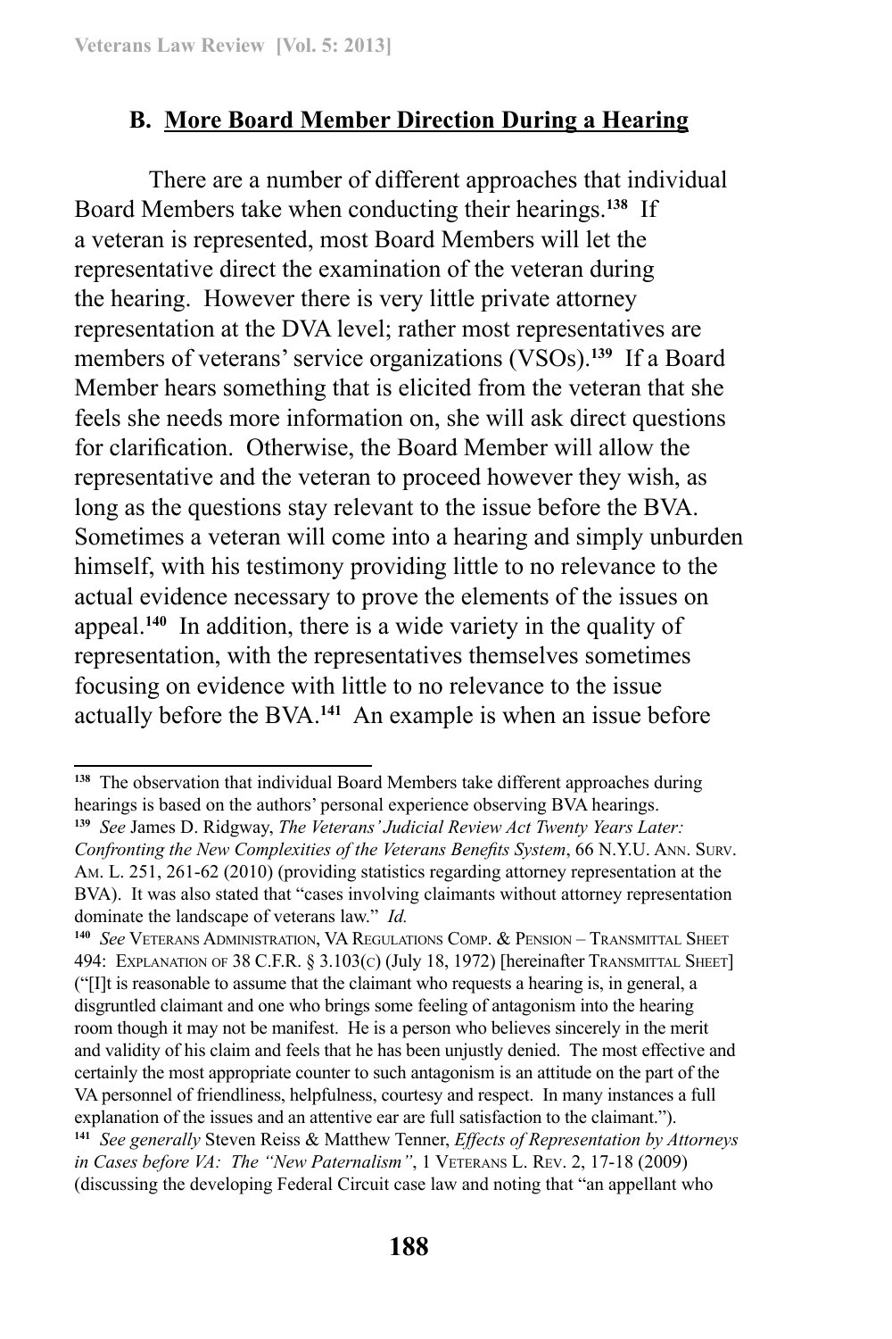### B. More Board Member Direction During a Hearing

There are a number of different approaches that individual Board Members take when conducting their hearings.[138] If a veteran is represented, most Board Members will let the representative direct the examination of the veteran during the hearing. However there is very little private attorney representation at the DVA level; rather most representatives are members of veterans' service organizations (VSOs).[139] If a Board Member hears something that is elicited from the veteran that she feels she needs more information on, she will ask direct questions for clarification. Otherwise, the Board Member will allow the representative and the veteran to proceed however they wish, as long as the questions stay relevant to the issue before the BVA. Sometimes a veteran will come into a hearing and simply unburden himself, with his testimony providing little to no relevance to the actual evidence necessary to prove the elements of the issues on appeal.[140] In addition, there is a wide variety in the quality of representation, with the representatives themselves sometimes focusing on evidence with little to no relevance to the issue actually before the BVA.[141] An example is when an issue before

---

[138] The observation that individual Board Members take different approaches during hearings is based on the authors' personal experience observing BVA hearings.

[139] *See* James D. Ridgway, *The Veterans' Judicial Review Act Twenty Years Later: Confronting the New Complexities of the Veterans Benefits System*, 66 N.Y.U. Ann. Surv. Am. L. 251, 261-62 (2010) (providing statistics regarding attorney representation at the BVA). It was also stated that "cases involving claimants without attorney representation dominate the landscape of veterans law." *Id.*

[140] *See* Veterans Administration, VA Regulations Comp. & Pension – Transmittal Sheet 494: Explanation of 38 C.F.R. § 3.103(c) (July 18, 1972) [hereinafter Transmittal Sheet] ("[I]t is reasonable to assume that the claimant who requests a hearing is, in general, a disgruntled claimant and one who brings some feeling of antagonism into the hearing room though it may not be manifest. He is a person who believes sincerely in the merit and validity of his claim and feels that he has been unjustly denied. The most effective and certainly the most appropriate counter to such antagonism is an attitude on the part of the VA personnel of friendliness, helpfulness, courtesy and respect. In many instances a full explanation of the issues and an attentive ear are full satisfaction to the claimant.").

[141] *See generally* Steven Reiss & Matthew Tenner, *Effects of Representation by Attorneys in Cases before VA: The "New Paternalism"*, 1 Veterans L. Rev. 2, 17-18 (2009) (discussing the developing Federal Circuit case law and noting that "an appellant who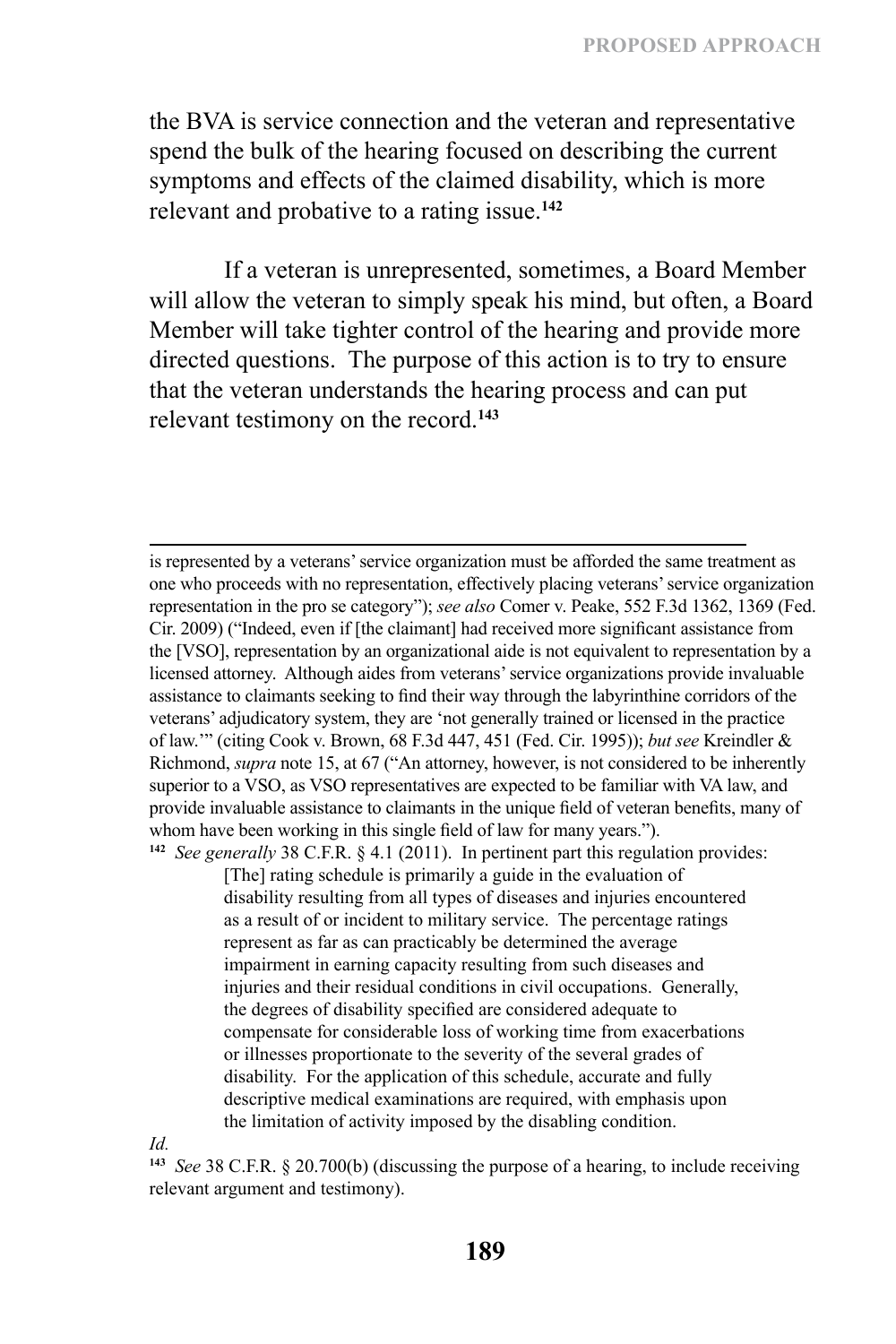the BVA is service connection and the veteran and representative spend the bulk of the hearing focused on describing the current symptoms and effects of the claimed disability, which is more relevant and probative to a rating issue.[142]

If a veteran is unrepresented, sometimes, a Board Member will allow the veteran to simply speak his mind, but often, a Board Member will take tighter control of the hearing and provide more directed questions. The purpose of this action is to try to ensure that the veteran understands the hearing process and can put relevant testimony on the record.[143]

---

is represented by a veterans' service organization must be afforded the same treatment as one who proceeds with no representation, effectively placing veterans' service organization representation in the pro se category"); *see also* Comer v. Peake, 552 F.3d 1362, 1369 (Fed. Cir. 2009) ("Indeed, even if [the claimant] had received more significant assistance from the [VSO], representation by an organizational aide is not equivalent to representation by a licensed attorney. Although aides from veterans' service organizations provide invaluable assistance to claimants seeking to find their way through the labyrinthine corridors of the veterans' adjudicatory system, they are 'not generally trained or licensed in the practice of law.'" (citing Cook v. Brown, 68 F.3d 447, 451 (Fed. Cir. 1995)); *but see* Kreindler & Richmond, *supra* note 15, at 67 ("An attorney, however, is not considered to be inherently superior to a VSO, as VSO representatives are expected to be familiar with VA law, and provide invaluable assistance to claimants in the unique field of veteran benefits, many of whom have been working in this single field of law for many years.").

[142] *See generally* 38 C.F.R. § 4.1 (2011). In pertinent part this regulation provides:

> [The] rating schedule is primarily a guide in the evaluation of disability resulting from all types of diseases and injuries encountered as a result of or incident to military service. The percentage ratings represent as far as can practicably be determined the average impairment in earning capacity resulting from such diseases and injuries and their residual conditions in civil occupations. Generally, the degrees of disability specified are considered adequate to compensate for considerable loss of working time from exacerbations or illnesses proportionate to the severity of the several grades of disability. For the application of this schedule, accurate and fully descriptive medical examinations are required, with emphasis upon the limitation of activity imposed by the disabling condition.

*Id.*

[143] *See* 38 C.F.R. § 20.700(b) (discussing the purpose of a hearing, to include receiving relevant argument and testimony).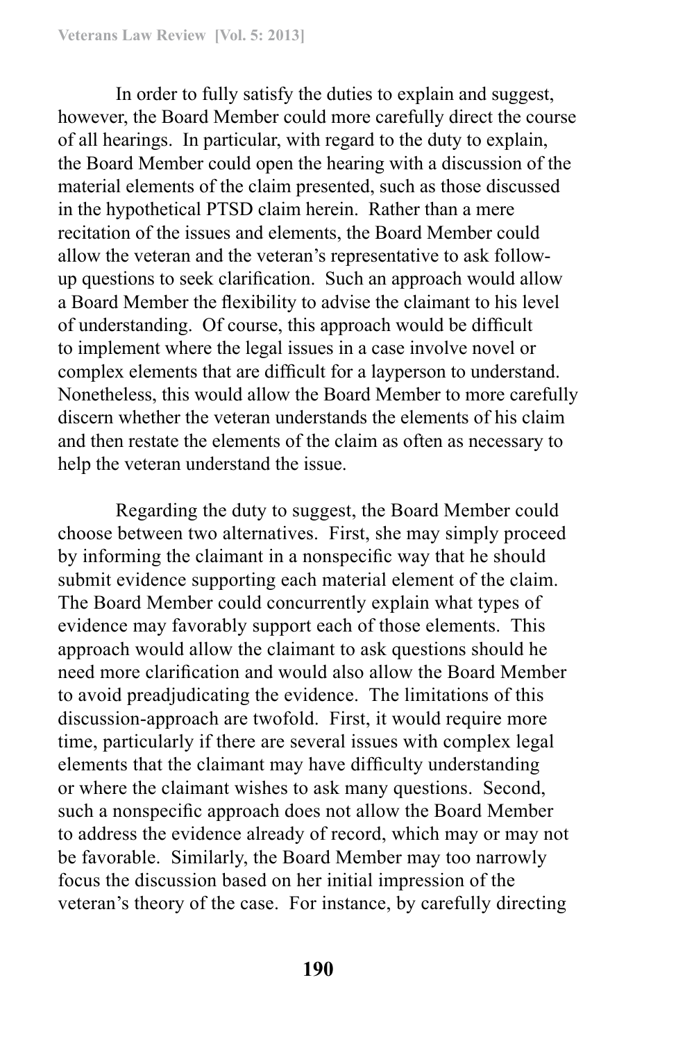In order to fully satisfy the duties to explain and suggest, however, the Board Member could more carefully direct the course of all hearings. In particular, with regard to the duty to explain, the Board Member could open the hearing with a discussion of the material elements of the claim presented, such as those discussed in the hypothetical PTSD claim herein. Rather than a mere recitation of the issues and elements, the Board Member could allow the veteran and the veteran's representative to ask follow-up questions to seek clarification. Such an approach would allow a Board Member the flexibility to advise the claimant to his level of understanding. Of course, this approach would be difficult to implement where the legal issues in a case involve novel or complex elements that are difficult for a layperson to understand. Nonetheless, this would allow the Board Member to more carefully discern whether the veteran understands the elements of his claim and then restate the elements of the claim as often as necessary to help the veteran understand the issue.

Regarding the duty to suggest, the Board Member could choose between two alternatives. First, she may simply proceed by informing the claimant in a nonspecific way that he should submit evidence supporting each material element of the claim. The Board Member could concurrently explain what types of evidence may favorably support each of those elements. This approach would allow the claimant to ask questions should he need more clarification and would also allow the Board Member to avoid preadjudicating the evidence. The limitations of this discussion-approach are twofold. First, it would require more time, particularly if there are several issues with complex legal elements that the claimant may have difficulty understanding or where the claimant wishes to ask many questions. Second, such a nonspecific approach does not allow the Board Member to address the evidence already of record, which may or may not be favorable. Similarly, the Board Member may too narrowly focus the discussion based on her initial impression of the veteran's theory of the case. For instance, by carefully directing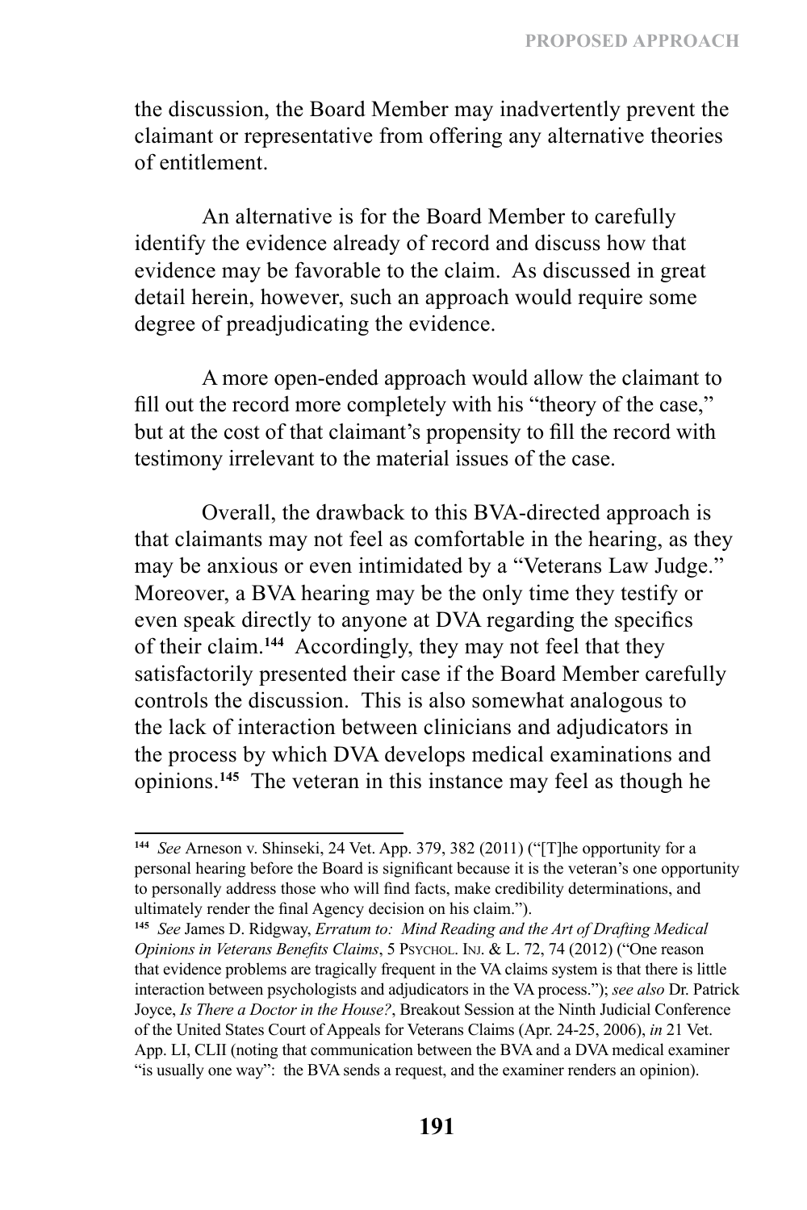the discussion, the Board Member may inadvertently prevent the claimant or representative from offering any alternative theories of entitlement.

An alternative is for the Board Member to carefully identify the evidence already of record and discuss how that evidence may be favorable to the claim. As discussed in great detail herein, however, such an approach would require some degree of preadjudicating the evidence.

A more open-ended approach would allow the claimant to fill out the record more completely with his "theory of the case," but at the cost of that claimant's propensity to fill the record with testimony irrelevant to the material issues of the case.

Overall, the drawback to this BVA-directed approach is that claimants may not feel as comfortable in the hearing, as they may be anxious or even intimidated by a "Veterans Law Judge." Moreover, a BVA hearing may be the only time they testify or even speak directly to anyone at DVA regarding the specifics of their claim.[144] Accordingly, they may not feel that they satisfactorily presented their case if the Board Member carefully controls the discussion. This is also somewhat analogous to the lack of interaction between clinicians and adjudicators in the process by which DVA develops medical examinations and opinions.[145] The veteran in this instance may feel as though he

---

[144] *See* Arneson v. Shinseki, 24 Vet. App. 379, 382 (2011) ("[T]he opportunity for a personal hearing before the Board is significant because it is the veteran's one opportunity to personally address those who will find facts, make credibility determinations, and ultimately render the final Agency decision on his claim.").

[145] *See* James D. Ridgway, *Erratum to: Mind Reading and the Art of Drafting Medical Opinions in Veterans Benefits Claims*, 5 Psychol. Inj. & L. 72, 74 (2012) ("One reason that evidence problems are tragically frequent in the VA claims system is that there is little interaction between psychologists and adjudicators in the VA process."); *see also* Dr. Patrick Joyce, *Is There a Doctor in the House?*, Breakout Session at the Ninth Judicial Conference of the United States Court of Appeals for Veterans Claims (Apr. 24-25, 2006), *in* 21 Vet. App. LI, CLII (noting that communication between the BVA and a DVA medical examiner "is usually one way": the BVA sends a request, and the examiner renders an opinion).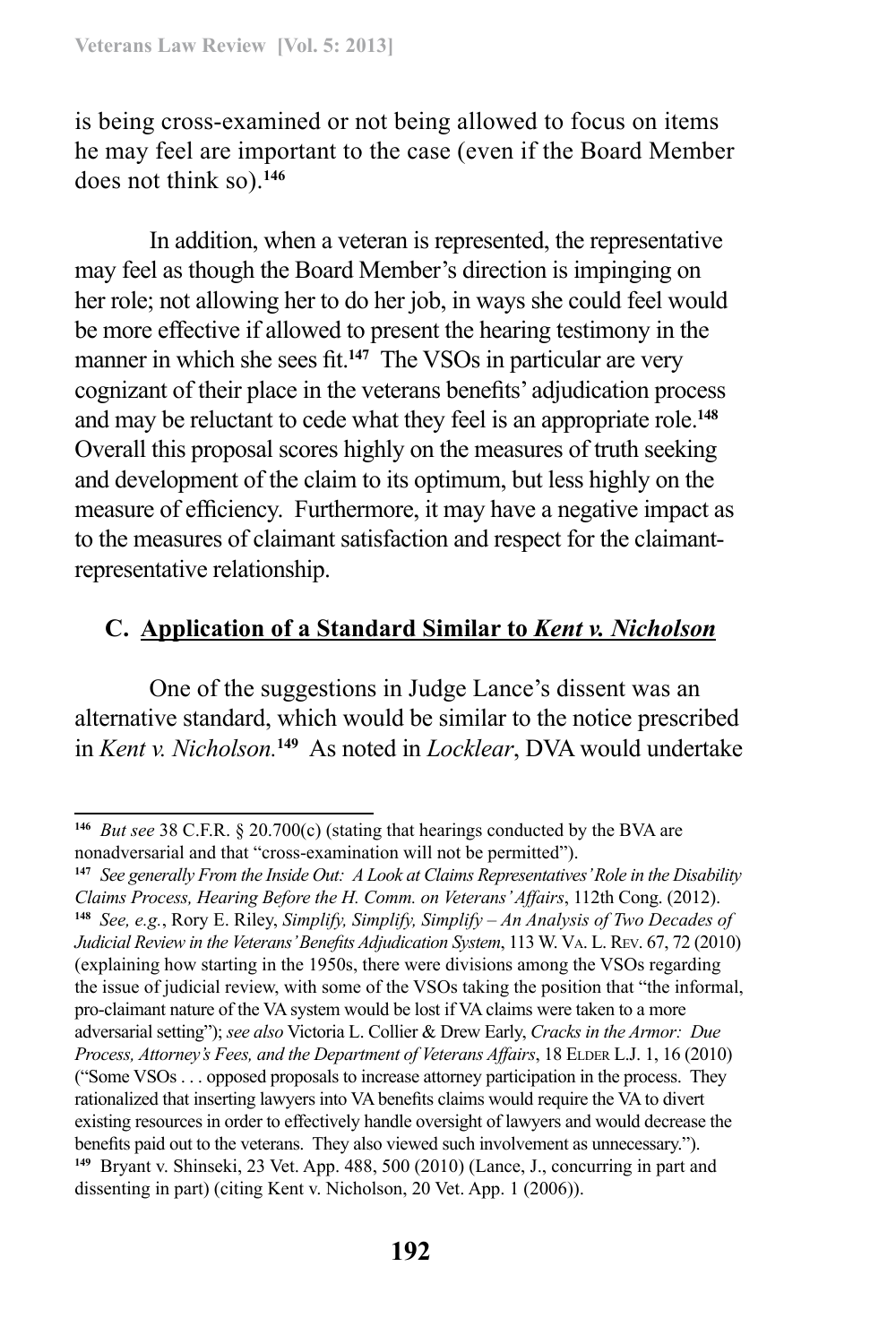is being cross-examined or not being allowed to focus on items he may feel are important to the case (even if the Board Member does not think so).[146]

In addition, when a veteran is represented, the representative may feel as though the Board Member's direction is impinging on her role; not allowing her to do her job, in ways she could feel would be more effective if allowed to present the hearing testimony in the manner in which she sees fit.[147] The VSOs in particular are very cognizant of their place in the veterans benefits' adjudication process and may be reluctant to cede what they feel is an appropriate role.[148] Overall this proposal scores highly on the measures of truth seeking and development of the claim to its optimum, but less highly on the measure of efficiency. Furthermore, it may have a negative impact as to the measures of claimant satisfaction and respect for the claimant-representative relationship.

### C. Application of a Standard Similar to *Kent v. Nicholson*

One of the suggestions in Judge Lance's dissent was an alternative standard, which would be similar to the notice prescribed in *Kent v. Nicholson.*[149] As noted in *Locklear*, DVA would undertake

---

[146] *But see* 38 C.F.R. § 20.700(c) (stating that hearings conducted by the BVA are nonadversarial and that "cross-examination will not be permitted").

[147] *See generally From the Inside Out: A Look at Claims Representatives' Role in the Disability Claims Process, Hearing Before the H. Comm. on Veterans' Affairs*, 112th Cong. (2012).

[148] *See, e.g.*, Rory E. Riley, *Simplify, Simplify, Simplify – An Analysis of Two Decades of Judicial Review in the Veterans' Benefits Adjudication System*, 113 W. VA. L. REV. 67, 72 (2010) (explaining how starting in the 1950s, there were divisions among the VSOs regarding the issue of judicial review, with some of the VSOs taking the position that "the informal, pro-claimant nature of the VA system would be lost if VA claims were taken to a more adversarial setting"); *see also* Victoria L. Collier & Drew Early, *Cracks in the Armor: Due Process, Attorney's Fees, and the Department of Veterans Affairs*, 18 ELDER L.J. 1, 16 (2010) ("Some VSOs . . . opposed proposals to increase attorney participation in the process. They rationalized that inserting lawyers into VA benefits claims would require the VA to divert existing resources in order to effectively handle oversight of lawyers and would decrease the benefits paid out to the veterans. They also viewed such involvement as unnecessary.").

[149] Bryant v. Shinseki, 23 Vet. App. 488, 500 (2010) (Lance, J., concurring in part and dissenting in part) (citing Kent v. Nicholson, 20 Vet. App. 1 (2006)).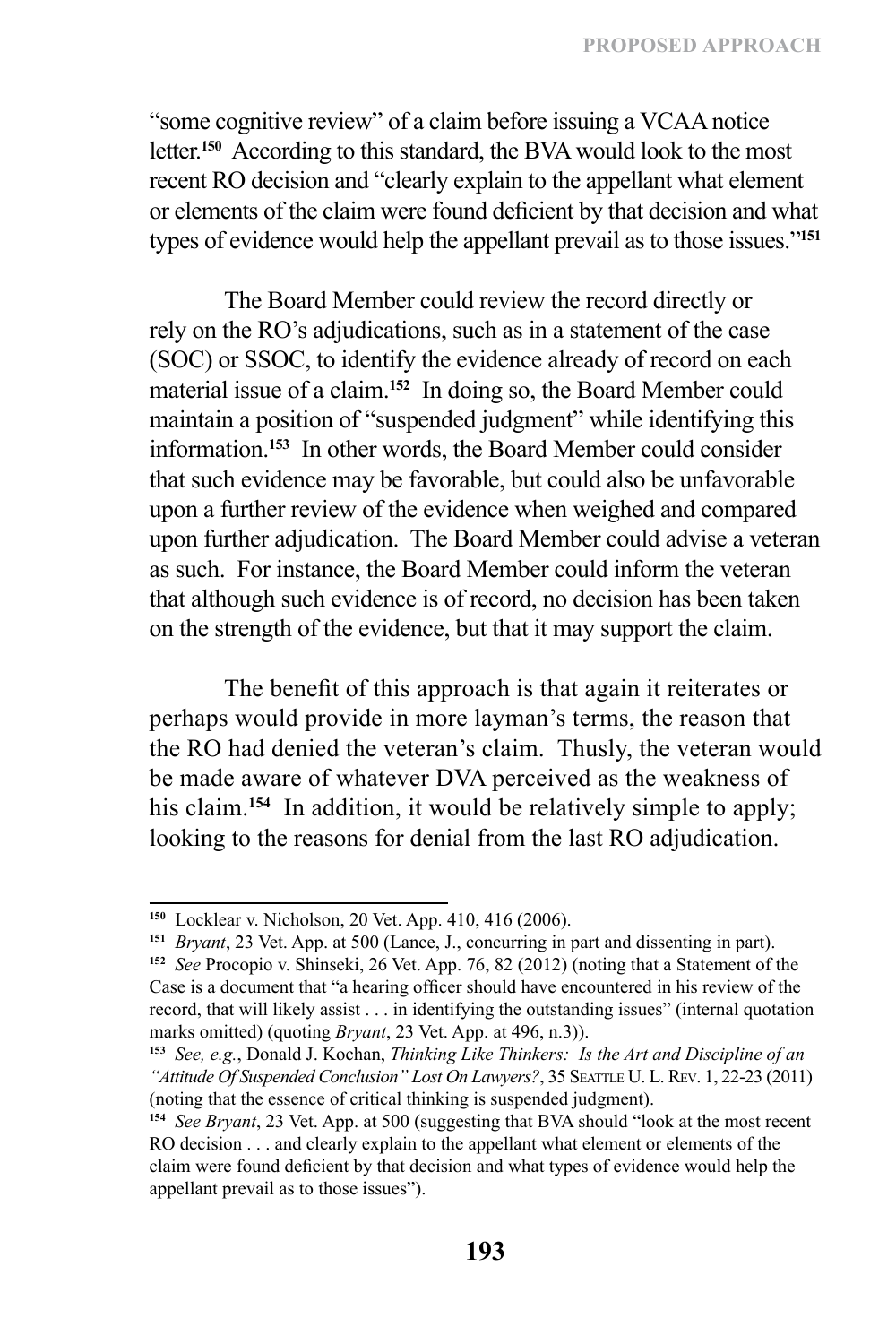"some cognitive review" of a claim before issuing a VCAA notice letter.[150] According to this standard, the BVA would look to the most recent RO decision and "clearly explain to the appellant what element or elements of the claim were found deficient by that decision and what types of evidence would help the appellant prevail as to those issues."[151]

The Board Member could review the record directly or rely on the RO's adjudications, such as in a statement of the case (SOC) or SSOC, to identify the evidence already of record on each material issue of a claim.[152] In doing so, the Board Member could maintain a position of "suspended judgment" while identifying this information.[153] In other words, the Board Member could consider that such evidence may be favorable, but could also be unfavorable upon a further review of the evidence when weighed and compared upon further adjudication. The Board Member could advise a veteran as such. For instance, the Board Member could inform the veteran that although such evidence is of record, no decision has been taken on the strength of the evidence, but that it may support the claim.

The benefit of this approach is that again it reiterates or perhaps would provide in more layman's terms, the reason that the RO had denied the veteran's claim. Thusly, the veteran would be made aware of whatever DVA perceived as the weakness of his claim.[154] In addition, it would be relatively simple to apply; looking to the reasons for denial from the last RO adjudication.

---

[150] Locklear v. Nicholson, 20 Vet. App. 410, 416 (2006).

[151] *Bryant*, 23 Vet. App. at 500 (Lance, J., concurring in part and dissenting in part).

[152] *See* Procopio v. Shinseki, 26 Vet. App. 76, 82 (2012) (noting that a Statement of the Case is a document that "a hearing officer should have encountered in his review of the record, that will likely assist . . . in identifying the outstanding issues" (internal quotation marks omitted) (quoting *Bryant*, 23 Vet. App. at 496, n.3)).

[153] *See, e.g.*, Donald J. Kochan, *Thinking Like Thinkers: Is the Art and Discipline of an "Attitude Of Suspended Conclusion" Lost On Lawyers?*, 35 Seattle U. L. Rev. 1, 22-23 (2011) (noting that the essence of critical thinking is suspended judgment).

[154] *See Bryant*, 23 Vet. App. at 500 (suggesting that BVA should "look at the most recent RO decision . . . and clearly explain to the appellant what element or elements of the claim were found deficient by that decision and what types of evidence would help the appellant prevail as to those issues").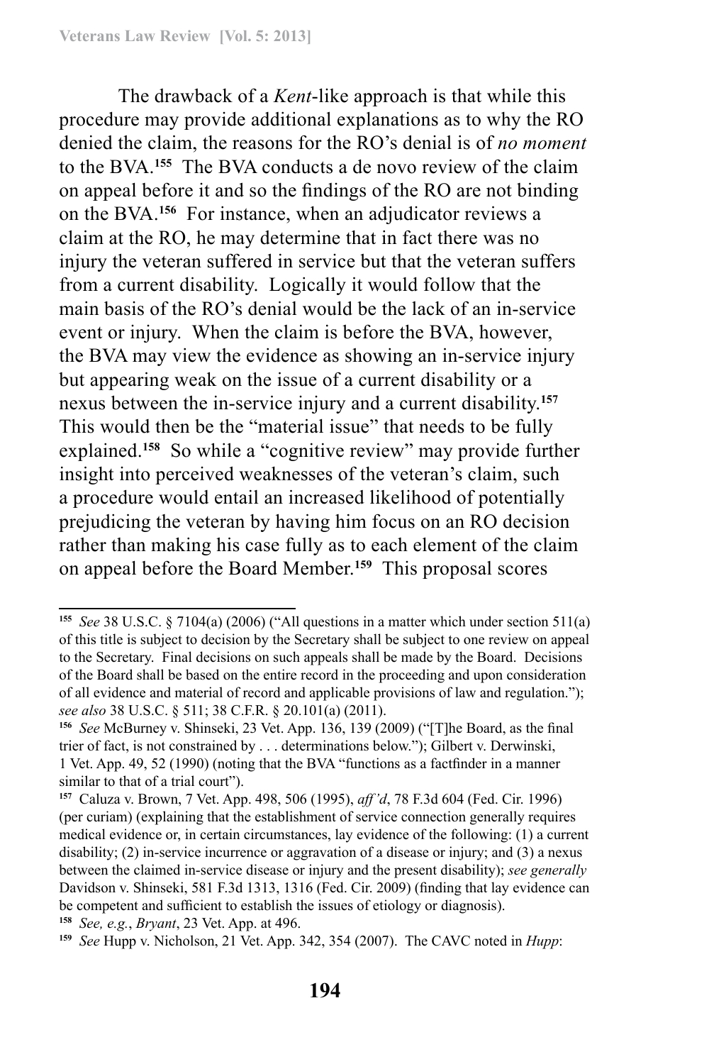The drawback of a *Kent*-like approach is that while this procedure may provide additional explanations as to why the RO denied the claim, the reasons for the RO's denial is of *no moment* to the BVA.[155] The BVA conducts a de novo review of the claim on appeal before it and so the findings of the RO are not binding on the BVA.[156] For instance, when an adjudicator reviews a claim at the RO, he may determine that in fact there was no injury the veteran suffered in service but that the veteran suffers from a current disability. Logically it would follow that the main basis of the RO's denial would be the lack of an in-service event or injury. When the claim is before the BVA, however, the BVA may view the evidence as showing an in-service injury but appearing weak on the issue of a current disability or a nexus between the in-service injury and a current disability.[157] This would then be the "material issue" that needs to be fully explained.[158] So while a "cognitive review" may provide further insight into perceived weaknesses of the veteran's claim, such a procedure would entail an increased likelihood of potentially prejudicing the veteran by having him focus on an RO decision rather than making his case fully as to each element of the claim on appeal before the Board Member.[159] This proposal scores

---

[155] *See* 38 U.S.C. § 7104(a) (2006) ("All questions in a matter which under section 511(a) of this title is subject to decision by the Secretary shall be subject to one review on appeal to the Secretary. Final decisions on such appeals shall be made by the Board. Decisions of the Board shall be based on the entire record in the proceeding and upon consideration of all evidence and material of record and applicable provisions of law and regulation."); *see also* 38 U.S.C. § 511; 38 C.F.R. § 20.101(a) (2011).

[156] *See* McBurney v. Shinseki, 23 Vet. App. 136, 139 (2009) ("[T]he Board, as the final trier of fact, is not constrained by . . . determinations below."); Gilbert v. Derwinski, 1 Vet. App. 49, 52 (1990) (noting that the BVA "functions as a factfinder in a manner similar to that of a trial court").

[157] Caluza v. Brown, 7 Vet. App. 498, 506 (1995), *aff'd*, 78 F.3d 604 (Fed. Cir. 1996) (per curiam) (explaining that the establishment of service connection generally requires medical evidence or, in certain circumstances, lay evidence of the following: (1) a current disability; (2) in-service incurrence or aggravation of a disease or injury; and (3) a nexus between the claimed in-service disease or injury and the present disability); *see generally* Davidson v. Shinseki, 581 F.3d 1313, 1316 (Fed. Cir. 2009) (finding that lay evidence can be competent and sufficient to establish the issues of etiology or diagnosis).

[158] *See, e.g.*, *Bryant*, 23 Vet. App. at 496.

[159] *See* Hupp v. Nicholson, 21 Vet. App. 342, 354 (2007). The CAVC noted in *Hupp*: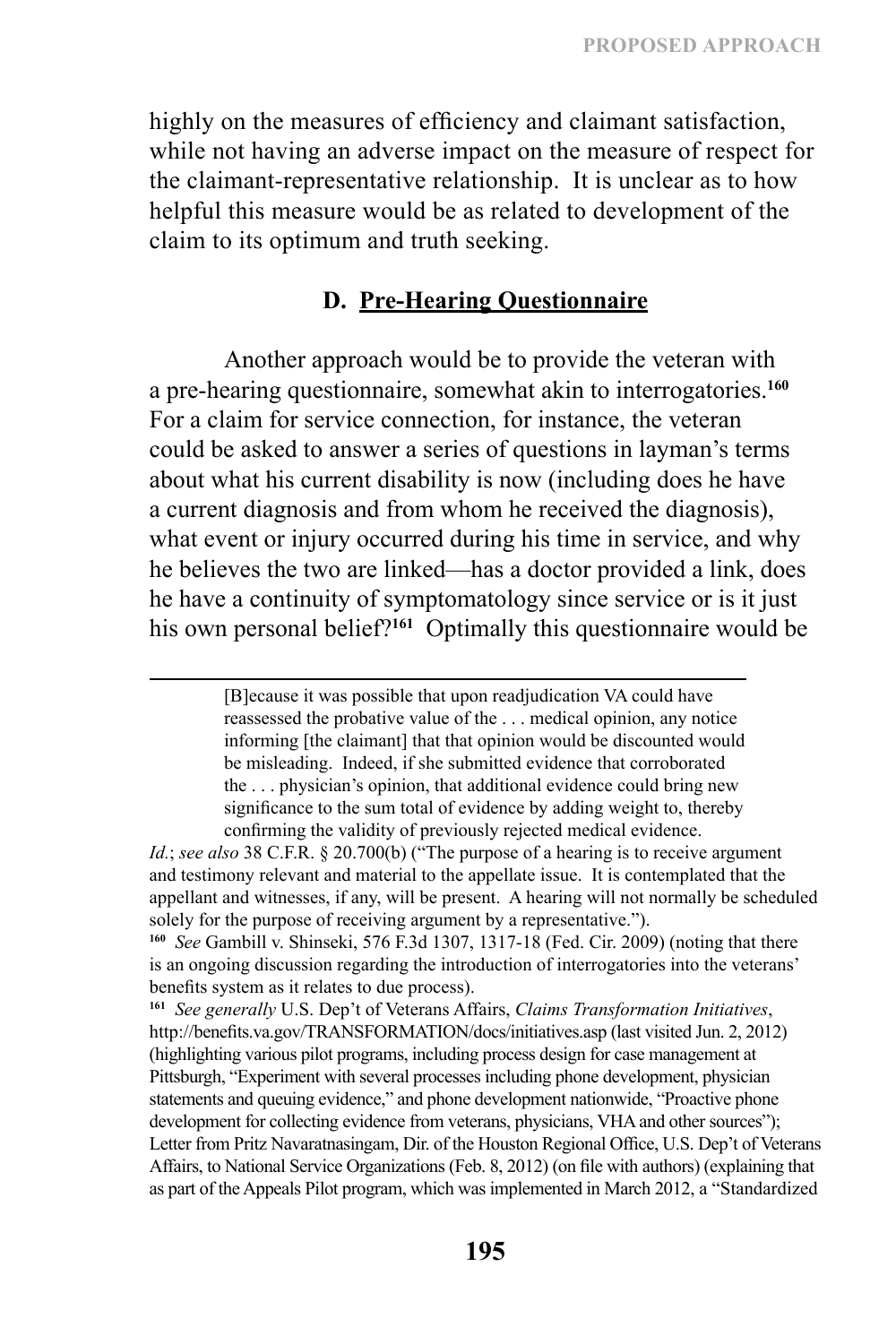highly on the measures of efficiency and claimant satisfaction, while not having an adverse impact on the measure of respect for the claimant-representative relationship. It is unclear as to how helpful this measure would be as related to development of the claim to its optimum and truth seeking.

### D. Pre-Hearing Questionnaire

Another approach would be to provide the veteran with a pre-hearing questionnaire, somewhat akin to interrogatories.[160] For a claim for service connection, for instance, the veteran could be asked to answer a series of questions in layman's terms about what his current disability is now (including does he have a current diagnosis and from whom he received the diagnosis), what event or injury occurred during his time in service, and why he believes the two are linked—has a doctor provided a link, does he have a continuity of symptomatology since service or is it just his own personal belief?[161] Optimally this questionnaire would be

---

> [B]ecause it was possible that upon readjudication VA could have reassessed the probative value of the . . . medical opinion, any notice informing [the claimant] that that opinion would be discounted would be misleading. Indeed, if she submitted evidence that corroborated the . . . physician's opinion, that additional evidence could bring new significance to the sum total of evidence by adding weight to, thereby confirming the validity of previously rejected medical evidence.

*Id.*; *see also* 38 C.F.R. § 20.700(b) ("The purpose of a hearing is to receive argument and testimony relevant and material to the appellate issue. It is contemplated that the appellant and witnesses, if any, will be present. A hearing will not normally be scheduled solely for the purpose of receiving argument by a representative.").

[160] *See* Gambill v. Shinseki, 576 F.3d 1307, 1317-18 (Fed. Cir. 2009) (noting that there is an ongoing discussion regarding the introduction of interrogatories into the veterans' benefits system as it relates to due process).

[161] *See generally* U.S. Dep't of Veterans Affairs, *Claims Transformation Initiatives*, http://benefits.va.gov/TRANSFORMATION/docs/initiatives.asp (last visited Jun. 2, 2012) (highlighting various pilot programs, including process design for case management at Pittsburgh, "Experiment with several processes including phone development, physician statements and queuing evidence," and phone development nationwide, "Proactive phone development for collecting evidence from veterans, physicians, VHA and other sources"); Letter from Pritz Navaratnasingam, Dir. of the Houston Regional Office, U.S. Dep't of Veterans Affairs, to National Service Organizations (Feb. 8, 2012) (on file with authors) (explaining that as part of the Appeals Pilot program, which was implemented in March 2012, a "Standardized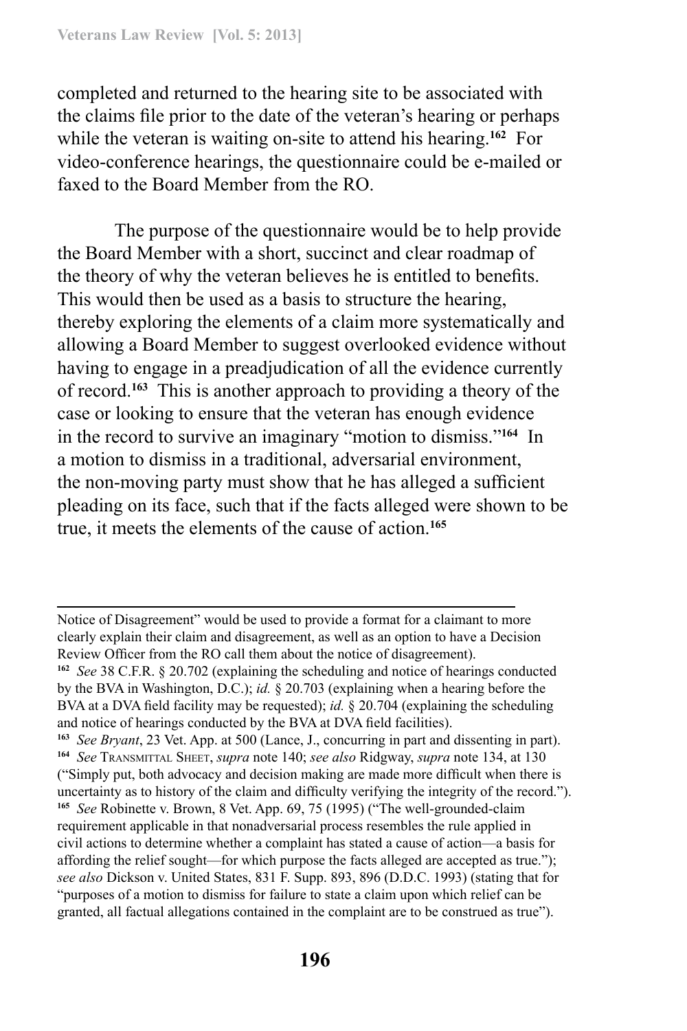completed and returned to the hearing site to be associated with the claims file prior to the date of the veteran's hearing or perhaps while the veteran is waiting on-site to attend his hearing.[162] For video-conference hearings, the questionnaire could be e-mailed or faxed to the Board Member from the RO.

The purpose of the questionnaire would be to help provide the Board Member with a short, succinct and clear roadmap of the theory of why the veteran believes he is entitled to benefits. This would then be used as a basis to structure the hearing, thereby exploring the elements of a claim more systematically and allowing a Board Member to suggest overlooked evidence without having to engage in a preadjudication of all the evidence currently of record.[163] This is another approach to providing a theory of the case or looking to ensure that the veteran has enough evidence in the record to survive an imaginary "motion to dismiss."[164] In a motion to dismiss in a traditional, adversarial environment, the non-moving party must show that he has alleged a sufficient pleading on its face, such that if the facts alleged were shown to be true, it meets the elements of the cause of action.[165]

---

Notice of Disagreement" would be used to provide a format for a claimant to more clearly explain their claim and disagreement, as well as an option to have a Decision Review Officer from the RO call them about the notice of disagreement).

[162] *See* 38 C.F.R. § 20.702 (explaining the scheduling and notice of hearings conducted by the BVA in Washington, D.C.); *id.* § 20.703 (explaining when a hearing before the BVA at a DVA field facility may be requested); *id.* § 20.704 (explaining the scheduling and notice of hearings conducted by the BVA at DVA field facilities).

[163] *See Bryant*, 23 Vet. App. at 500 (Lance, J., concurring in part and dissenting in part).

[164] *See* Transmittal Sheet, *supra* note 140; *see also* Ridgway, *supra* note 134, at 130 ("Simply put, both advocacy and decision making are made more difficult when there is uncertainty as to history of the claim and difficulty verifying the integrity of the record.").

[165] *See* Robinette v. Brown, 8 Vet. App. 69, 75 (1995) ("The well-grounded-claim requirement applicable in that nonadversarial process resembles the rule applied in civil actions to determine whether a complaint has stated a cause of action—a basis for affording the relief sought—for which purpose the facts alleged are accepted as true."); *see also* Dickson v. United States, 831 F. Supp. 893, 896 (D.D.C. 1993) (stating that for "purposes of a motion to dismiss for failure to state a claim upon which relief can be granted, all factual allegations contained in the complaint are to be construed as true").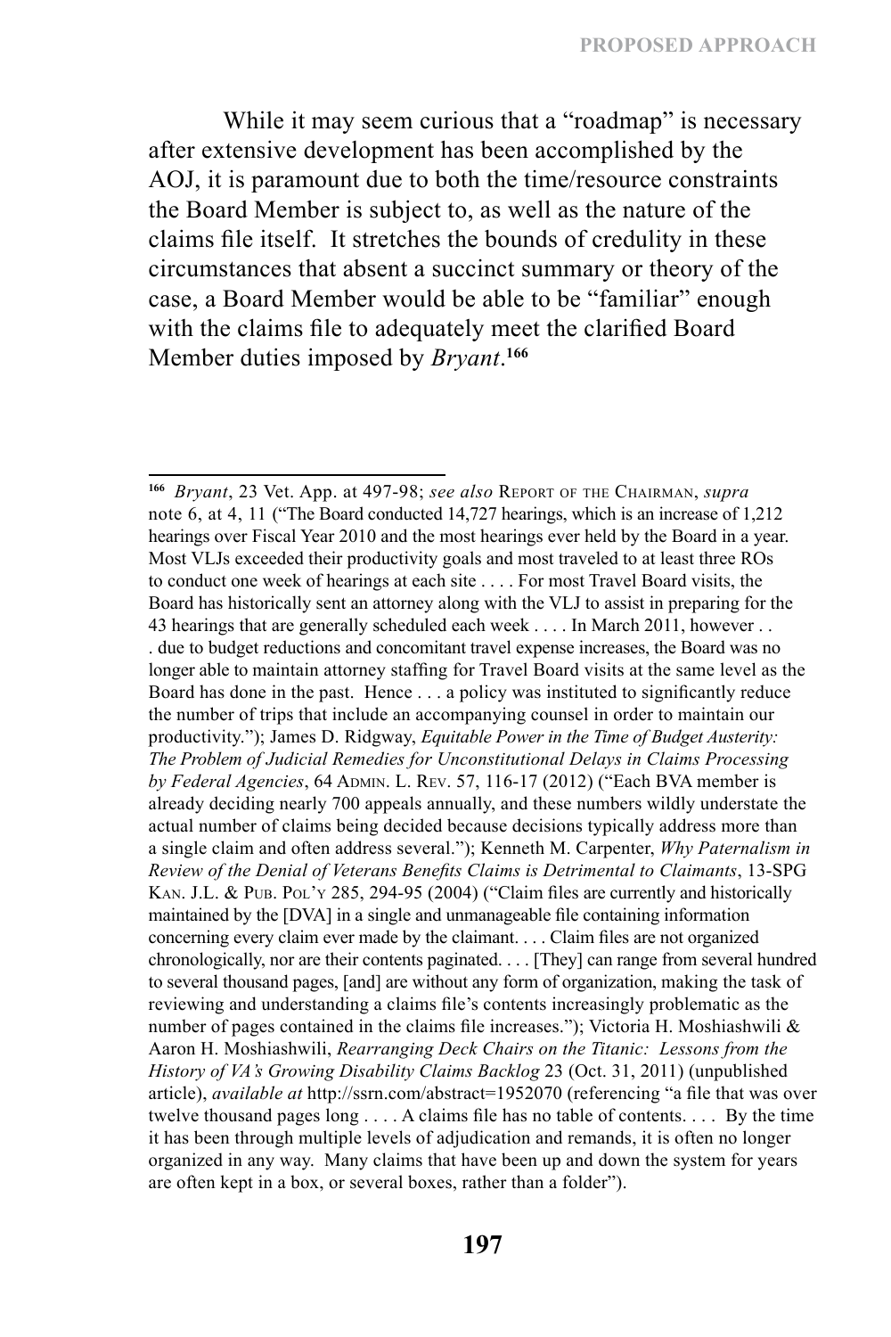While it may seem curious that a "roadmap" is necessary after extensive development has been accomplished by the AOJ, it is paramount due to both the time/resource constraints the Board Member is subject to, as well as the nature of the claims file itself. It stretches the bounds of credulity in these circumstances that absent a succinct summary or theory of the case, a Board Member would be able to be "familiar" enough with the claims file to adequately meet the clarified Board Member duties imposed by *Bryant*.[166]

---

[166] *Bryant*, 23 Vet. App. at 497-98; *see also* Report of the Chairman, *supra* note 6, at 4, 11 ("The Board conducted 14,727 hearings, which is an increase of 1,212 hearings over Fiscal Year 2010 and the most hearings ever held by the Board in a year. Most VLJs exceeded their productivity goals and most traveled to at least three ROs to conduct one week of hearings at each site . . . . For most Travel Board visits, the Board has historically sent an attorney along with the VLJ to assist in preparing for the 43 hearings that are generally scheduled each week . . . . In March 2011, however . . . due to budget reductions and concomitant travel expense increases, the Board was no longer able to maintain attorney staffing for Travel Board visits at the same level as the Board has done in the past. Hence . . . a policy was instituted to significantly reduce the number of trips that include an accompanying counsel in order to maintain our productivity."); James D. Ridgway, *Equitable Power in the Time of Budget Austerity: The Problem of Judicial Remedies for Unconstitutional Delays in Claims Processing by Federal Agencies*, 64 Admin. L. Rev. 57, 116-17 (2012) ("Each BVA member is already deciding nearly 700 appeals annually, and these numbers wildly understate the actual number of claims being decided because decisions typically address more than a single claim and often address several."); Kenneth M. Carpenter, *Why Paternalism in Review of the Denial of Veterans Benefits Claims is Detrimental to Claimants*, 13-SPG Kan. J.L. & Pub. Pol'y 285, 294-95 (2004) ("Claim files are currently and historically maintained by the [DVA] in a single and unmanageable file containing information concerning every claim ever made by the claimant. . . . Claim files are not organized chronologically, nor are their contents paginated. . . . [They] can range from several hundred to several thousand pages, [and] are without any form of organization, making the task of reviewing and understanding a claims file's contents increasingly problematic as the number of pages contained in the claims file increases."); Victoria H. Moshiashwili & Aaron H. Moshiashwili, *Rearranging Deck Chairs on the Titanic: Lessons from the History of VA's Growing Disability Claims Backlog* 23 (Oct. 31, 2011) (unpublished article), *available at* http://ssrn.com/abstract=1952070 (referencing "a file that was over twelve thousand pages long . . . . A claims file has no table of contents. . . . By the time it has been through multiple levels of adjudication and remands, it is often no longer organized in any way. Many claims that have been up and down the system for years are often kept in a box, or several boxes, rather than a folder").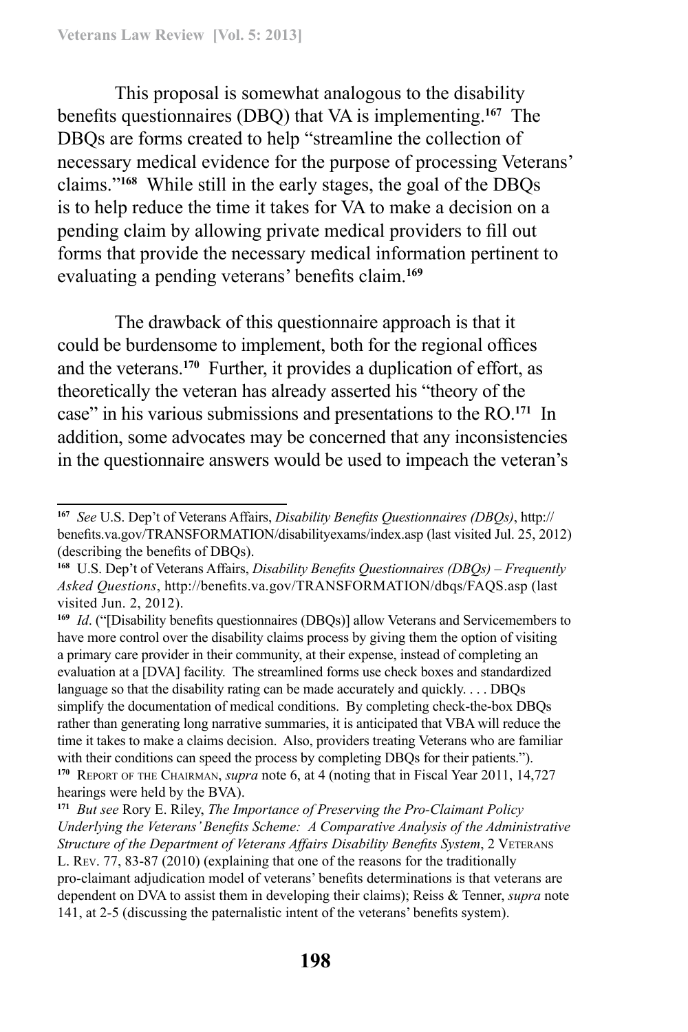This proposal is somewhat analogous to the disability benefits questionnaires (DBQ) that VA is implementing.[167] The DBQs are forms created to help "streamline the collection of necessary medical evidence for the purpose of processing Veterans' claims."[168] While still in the early stages, the goal of the DBQs is to help reduce the time it takes for VA to make a decision on a pending claim by allowing private medical providers to fill out forms that provide the necessary medical information pertinent to evaluating a pending veterans' benefits claim.[169]

The drawback of this questionnaire approach is that it could be burdensome to implement, both for the regional offices and the veterans.[170] Further, it provides a duplication of effort, as theoretically the veteran has already asserted his "theory of the case" in his various submissions and presentations to the RO.[171] In addition, some advocates may be concerned that any inconsistencies in the questionnaire answers would be used to impeach the veteran's

---

[167] *See* U.S. Dep't of Veterans Affairs, *Disability Benefits Questionnaires (DBQs)*, http://benefits.va.gov/TRANSFORMATION/disabilityexams/index.asp (last visited Jul. 25, 2012) (describing the benefits of DBQs).

[168] U.S. Dep't of Veterans Affairs, *Disability Benefits Questionnaires (DBQs) – Frequently Asked Questions*, http://benefits.va.gov/TRANSFORMATION/dbqs/FAQS.asp (last visited Jun. 2, 2012).

[169] *Id*. ("[Disability benefits questionnaires (DBQs)] allow Veterans and Servicemembers to have more control over the disability claims process by giving them the option of visiting a primary care provider in their community, at their expense, instead of completing an evaluation at a [DVA] facility. The streamlined forms use check boxes and standardized language so that the disability rating can be made accurately and quickly. . . . DBQs simplify the documentation of medical conditions. By completing check-the-box DBQs rather than generating long narrative summaries, it is anticipated that VBA will reduce the time it takes to make a claims decision. Also, providers treating Veterans who are familiar with their conditions can speed the process by completing DBQs for their patients.").

[170] Report of the Chairman, *supra* note 6, at 4 (noting that in Fiscal Year 2011, 14,727 hearings were held by the BVA).

[171] *But see* Rory E. Riley, *The Importance of Preserving the Pro-Claimant Policy Underlying the Veterans' Benefits Scheme: A Comparative Analysis of the Administrative Structure of the Department of Veterans Affairs Disability Benefits System*, 2 Veterans L. Rev. 77, 83-87 (2010) (explaining that one of the reasons for the traditionally pro-claimant adjudication model of veterans' benefits determinations is that veterans are dependent on DVA to assist them in developing their claims); Reiss & Tenner, *supra* note 141, at 2-5 (discussing the paternalistic intent of the veterans' benefits system).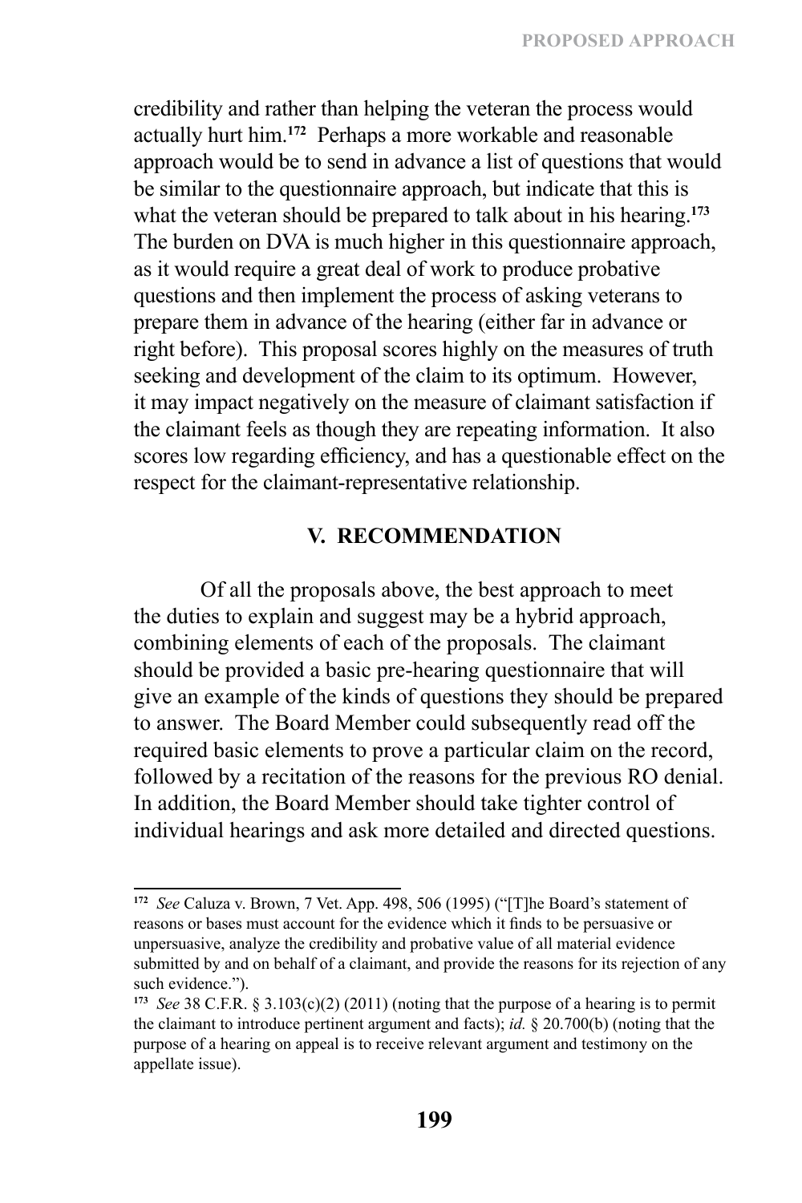credibility and rather than helping the veteran the process would actually hurt him.[172] Perhaps a more workable and reasonable approach would be to send in advance a list of questions that would be similar to the questionnaire approach, but indicate that this is what the veteran should be prepared to talk about in his hearing.[173] The burden on DVA is much higher in this questionnaire approach, as it would require a great deal of work to produce probative questions and then implement the process of asking veterans to prepare them in advance of the hearing (either far in advance or right before). This proposal scores highly on the measures of truth seeking and development of the claim to its optimum. However, it may impact negatively on the measure of claimant satisfaction if the claimant feels as though they are repeating information. It also scores low regarding efficiency, and has a questionable effect on the respect for the claimant-representative relationship.

## V. RECOMMENDATION

Of all the proposals above, the best approach to meet the duties to explain and suggest may be a hybrid approach, combining elements of each of the proposals. The claimant should be provided a basic pre-hearing questionnaire that will give an example of the kinds of questions they should be prepared to answer. The Board Member could subsequently read off the required basic elements to prove a particular claim on the record, followed by a recitation of the reasons for the previous RO denial. In addition, the Board Member should take tighter control of individual hearings and ask more detailed and directed questions.

---

[172] *See* Caluza v. Brown, 7 Vet. App. 498, 506 (1995) ("[T]he Board's statement of reasons or bases must account for the evidence which it finds to be persuasive or unpersuasive, analyze the credibility and probative value of all material evidence submitted by and on behalf of a claimant, and provide the reasons for its rejection of any such evidence.").

[173] *See* 38 C.F.R. § 3.103(c)(2) (2011) (noting that the purpose of a hearing is to permit the claimant to introduce pertinent argument and facts); *id.* § 20.700(b) (noting that the purpose of a hearing on appeal is to receive relevant argument and testimony on the appellate issue).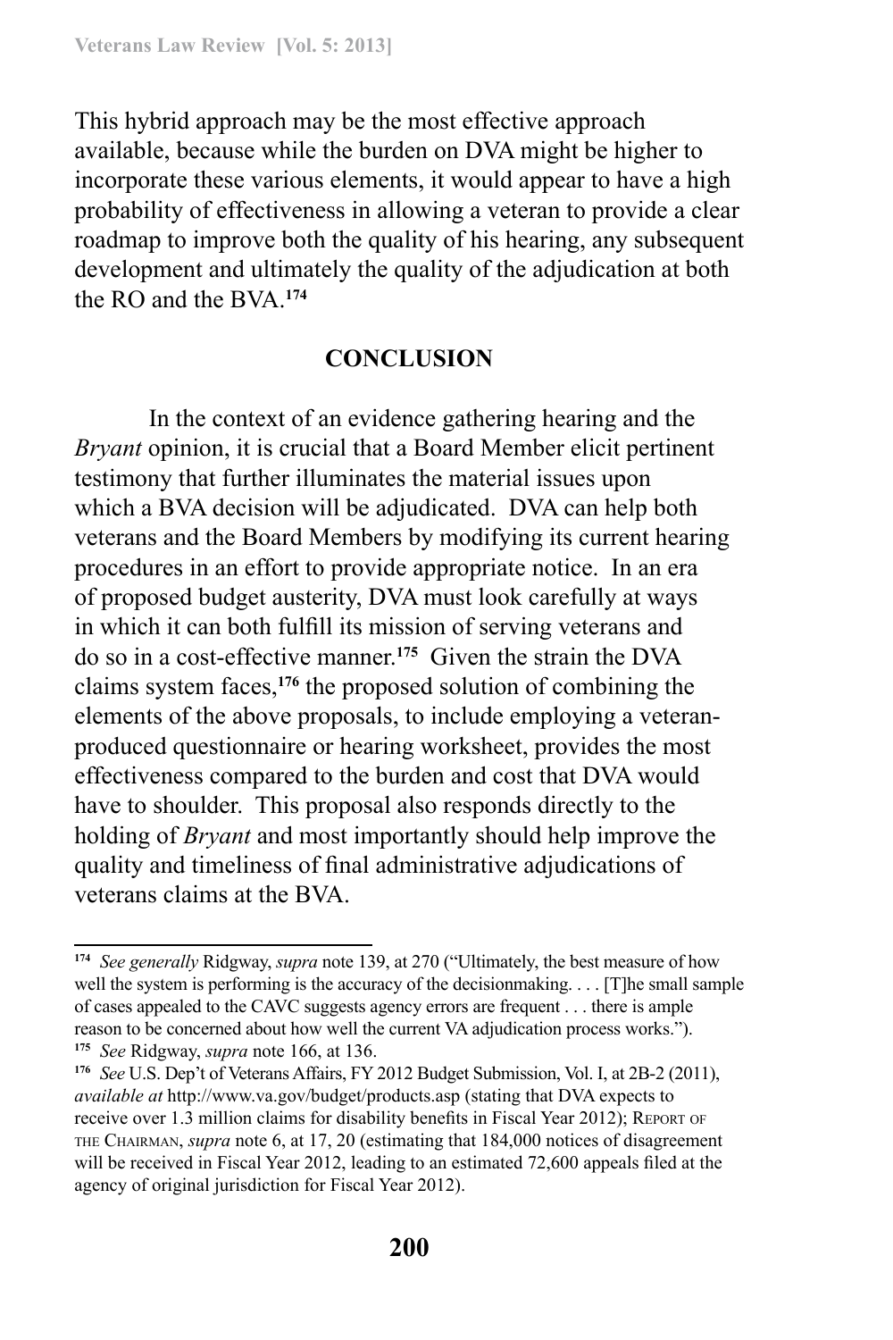This hybrid approach may be the most effective approach available, because while the burden on DVA might be higher to incorporate these various elements, it would appear to have a high probability of effectiveness in allowing a veteran to provide a clear roadmap to improve both the quality of his hearing, any subsequent development and ultimately the quality of the adjudication at both the RO and the BVA.[174]

## CONCLUSION

In the context of an evidence gathering hearing and the *Bryant* opinion, it is crucial that a Board Member elicit pertinent testimony that further illuminates the material issues upon which a BVA decision will be adjudicated. DVA can help both veterans and the Board Members by modifying its current hearing procedures in an effort to provide appropriate notice. In an era of proposed budget austerity, DVA must look carefully at ways in which it can both fulfill its mission of serving veterans and do so in a cost-effective manner.[175] Given the strain the DVA claims system faces,[176] the proposed solution of combining the elements of the above proposals, to include employing a veteran-produced questionnaire or hearing worksheet, provides the most effectiveness compared to the burden and cost that DVA would have to shoulder. This proposal also responds directly to the holding of *Bryant* and most importantly should help improve the quality and timeliness of final administrative adjudications of veterans claims at the BVA.

---

[174] *See generally* Ridgway, *supra* note 139, at 270 ("Ultimately, the best measure of how well the system is performing is the accuracy of the decisionmaking. . . . [T]he small sample of cases appealed to the CAVC suggests agency errors are frequent . . . there is ample reason to be concerned about how well the current VA adjudication process works.").

[175] *See* Ridgway, *supra* note 166, at 136.

[176] *See* U.S. Dep't of Veterans Affairs, FY 2012 Budget Submission, Vol. I, at 2B-2 (2011), *available at* http://www.va.gov/budget/products.asp (stating that DVA expects to receive over 1.3 million claims for disability benefits in Fiscal Year 2012); Report of the Chairman, *supra* note 6, at 17, 20 (estimating that 184,000 notices of disagreement will be received in Fiscal Year 2012, leading to an estimated 72,600 appeals filed at the agency of original jurisdiction for Fiscal Year 2012).